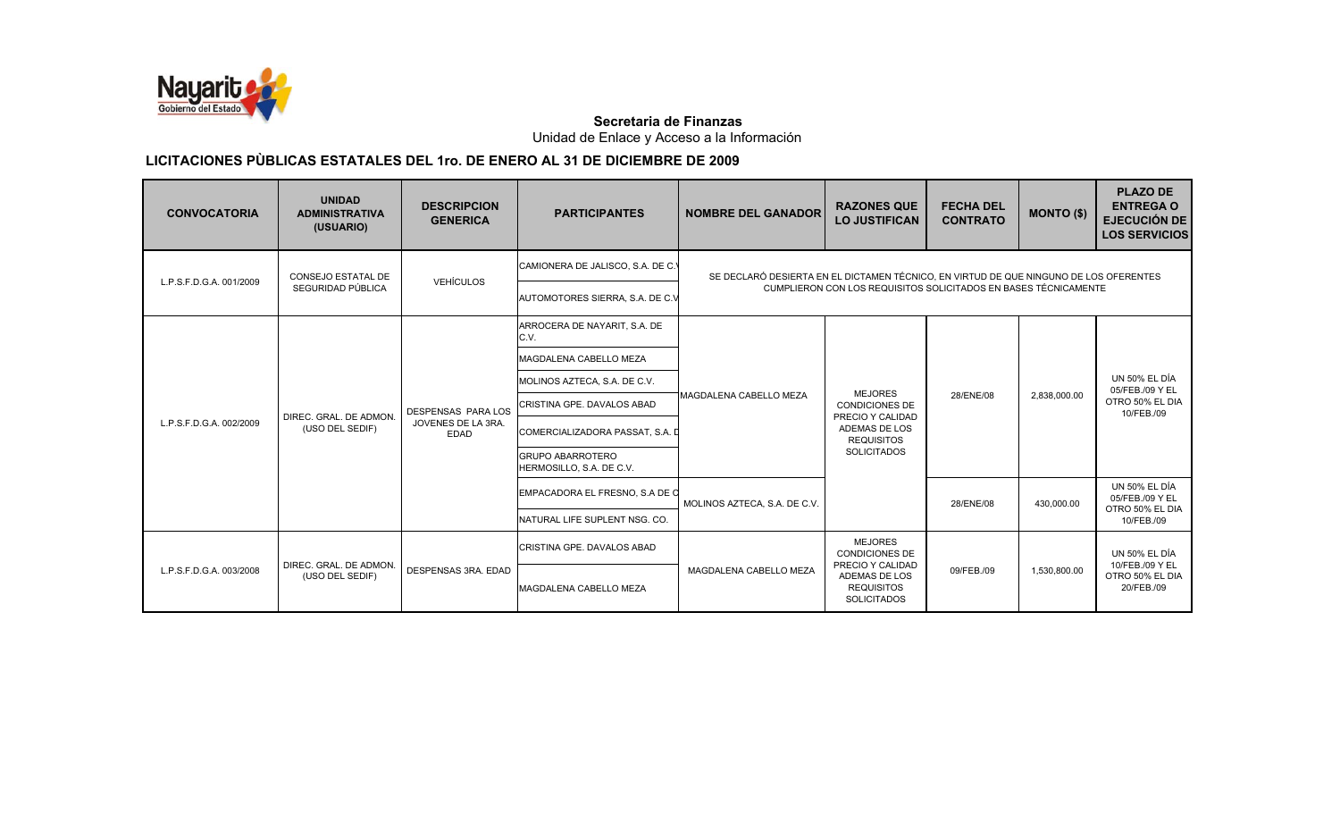**Secretaria de Finanzas**

Unidad de Enlace y Acceso a la Información

## LICITACIONES PÙBLICAS ESTATALES DEL 1ro. DE ENERO AL 31 DE DICIEMBRE DE 2009

| CONVOCATORIA | UNIDAD ADMINISTRATIVA (USUARIO) | DESCRIPCION GENERICA | PARTICIPANTES | NOMBRE DEL GANADOR | RAZONES QUE LO JUSTIFICAN | FECHA DEL CONTRATO | MONTO ($) | PLAZO DE ENTREGA O EJECUCIÓN DE LOS SERVICIOS |
|---|---|---|---|---|---|---|---|---|
| L.P.S.F.D.G.A. 001/2009 | CONSEJO ESTATAL DE SEGURIDAD PÚBLICA | VEHÍCULOS | CAMIONERA DE JALISCO, S.A. DE C.V | SE DECLARÓ DESIERTA EN EL DICTAMEN TÉCNICO, EN VIRTUD DE QUE NINGUNO DE LOS OFERENTES CUMPLIERON CON LOS REQUISITOS SOLICITADOS EN BASES TÉCNICAMENTE | | | | |
| | | | AUTOMOTORES SIERRA, S.A. DE C.V | | | | | |
| L.P.S.F.D.G.A. 002/2009 | DIREC. GRAL. DE ADMON. (USO DEL SEDIF) | DESPENSAS PARA LOS JOVENES DE LA 3RA. EDAD | ARROCERA DE NAYARIT, S.A. DE C.V. | MAGDALENA CABELLO MEZA | MEJORES CONDICIONES DE PRECIO Y CALIDAD ADEMAS DE LOS REQUISITOS SOLICITADOS | 28/ENE/08 | 2,838,000.00 | UN 50% EL DÍA 05/FEB./09 Y EL OTRO 50% EL DIA 10/FEB./09 |
| | | | MAGDALENA CABELLO MEZA | | | | | |
| | | | MOLINOS AZTECA, S.A. DE C.V. | | | | | |
| | | | CRISTINA GPE. DAVALOS ABAD | | | | | |
| | | | COMERCIALIZADORA PASSAT, S.A. D | | | | | |
| | | | GRUPO ABARROTERO HERMOSILLO, S.A. DE C.V. | | | | | |
| | | | EMPACADORA EL FRESNO, S.A DE C | MOLINOS AZTECA, S.A. DE C.V. | | 28/ENE/08 | 430,000.00 | UN 50% EL DÍA 05/FEB./09 Y EL OTRO 50% EL DIA 10/FEB./09 |
| | | | NATURAL LIFE SUPLENT NSG. CO. | | | | | |
| L.P.S.F.D.G.A. 003/2008 | DIREC. GRAL. DE ADMON. (USO DEL SEDIF) | DESPENSAS 3RA. EDAD | CRISTINA GPE. DAVALOS ABAD | MAGDALENA CABELLO MEZA | MEJORES CONDICIONES DE PRECIO Y CALIDAD ADEMAS DE LOS REQUISITOS SOLICITADOS | 09/FEB./09 | 1,530,800.00 | UN 50% EL DÍA 10/FEB./09 Y EL OTRO 50% EL DIA 20/FEB./09 |
| | | | MAGDALENA CABELLO MEZA | | | | | |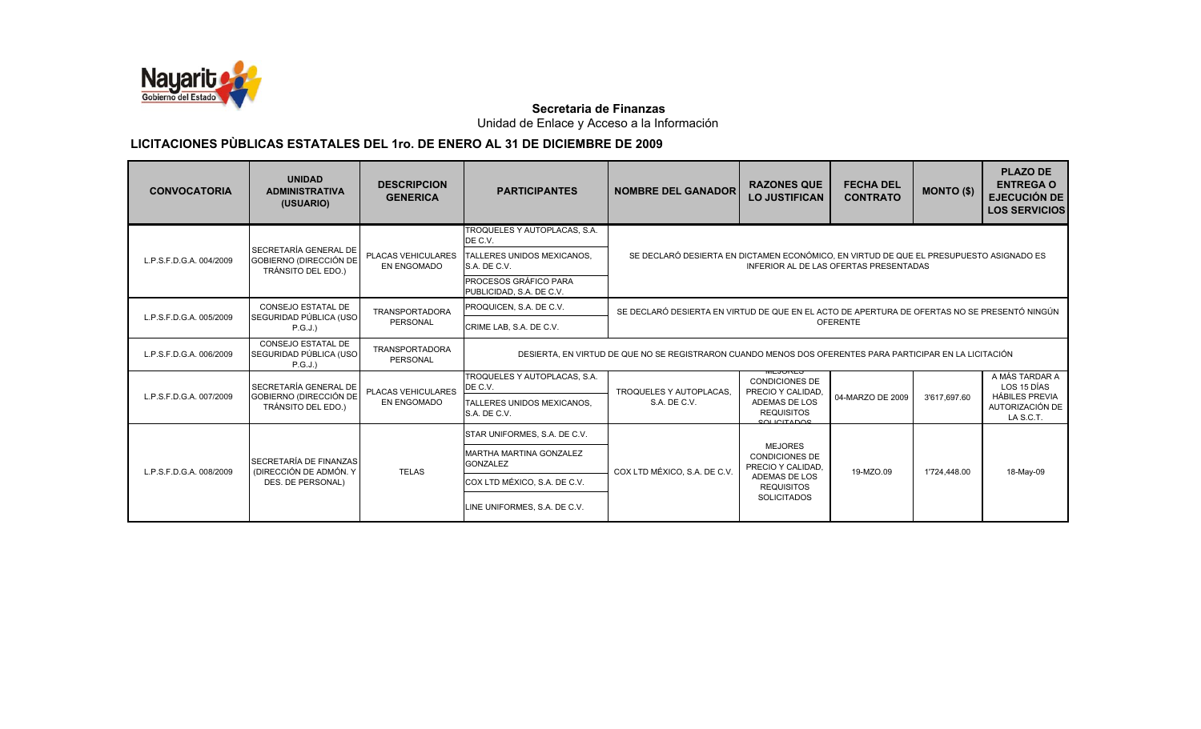**Secretaria de Finanzas**
Unidad de Enlace y Acceso a la Información

## LICITACIONES PÙBLICAS ESTATALES DEL 1ro. DE ENERO AL 31 DE DICIEMBRE DE 2009

| CONVOCATORIA | UNIDAD ADMINISTRATIVA (USUARIO) | DESCRIPCION GENERICA | PARTICIPANTES | NOMBRE DEL GANADOR | RAZONES QUE LO JUSTIFICAN | FECHA DEL CONTRATO | MONTO ($) | PLAZO DE ENTREGA O EJECUCIÓN DE LOS SERVICIOS |
|---|---|---|---|---|---|---|---|---|
| L.P.S.F.D.G.A. 004/2009 | SECRETARÍA GENERAL DE GOBIERNO (DIRECCIÓN DE TRÁNSITO DEL EDO.) | PLACAS VEHICULARES EN ENGOMADO | TROQUELES Y AUTOPLACAS, S.A. DE C.V. | SE DECLARÓ DESIERTA EN DICTAMEN ECONÓMICO, EN VIRTUD DE QUE EL PRESUPUESTO ASIGNADO ES INFERIOR AL DE LAS OFERTAS PRESENTADAS | | | | |
| | | | TALLERES UNIDOS MEXICANOS, S.A. DE C.V. | | | | | |
| | | | PROCESOS GRÁFICO PARA PUBLICIDAD, S.A. DE C.V. | | | | | |
| L.P.S.F.D.G.A. 005/2009 | CONSEJO ESTATAL DE SEGURIDAD PÚBLICA (USO P.G.J.) | TRANSPORTADORA PERSONAL | PROQUICEN, S.A. DE C.V. | SE DECLARÓ DESIERTA EN VIRTUD DE QUE EN EL ACTO DE APERTURA DE OFERTAS NO SE PRESENTÓ NINGÚN OFERENTE | | | | |
| | | | CRIME LAB, S.A. DE C.V. | | | | | |
| L.P.S.F.D.G.A. 006/2009 | CONSEJO ESTATAL DE SEGURIDAD PÚBLICA (USO P.G.J.) | TRANSPORTADORA PERSONAL | DESIERTA, EN VIRTUD DE QUE NO SE REGISTRARON CUANDO MENOS DOS OFERENTES PARA PARTICIPAR EN LA LICITACIÓN | | | | | |
| L.P.S.F.D.G.A. 007/2009 | SECRETARÍA GENERAL DE GOBIERNO (DIRECCIÓN DE TRÁNSITO DEL EDO.) | PLACAS VEHICULARES EN ENGOMADO | TROQUELES Y AUTOPLACAS, S.A. DE C.V. | TROQUELES Y AUTOPLACAS, S.A. DE C.V. | MEJORES CONDICIONES DE PRECIO Y CALIDAD, ADEMAS DE LOS REQUISITOS SOLICITADOS | 04-MARZO DE 2009 | 3'617,697.60 | A MÁS TARDAR A LOS 15 DÍAS HÁBILES PREVIA AUTORIZACIÓN DE LA S.C.T. |
| | | | TALLERES UNIDOS MEXICANOS, S.A. DE C.V. | | | | | |
| L.P.S.F.D.G.A. 008/2009 | SECRETARÍA DE FINANZAS (DIRECCIÓN DE ADMÓN. Y DES. DE PERSONAL) | TELAS | STAR UNIFORMES, S.A. DE C.V. | COX LTD MÉXICO, S.A. DE C.V. | MEJORES CONDICIONES DE PRECIO Y CALIDAD, ADEMAS DE LOS REQUISITOS SOLICITADOS | 19-MZO.09 | 1'724,448.00 | 18-May-09 |
| | | | MARTHA MARTINA GONZALEZ GONZALEZ | | | | | |
| | | | COX LTD MÉXICO, S.A. DE C.V. | | | | | |
| | | | LINE UNIFORMES, S.A. DE C.V. | | | | | |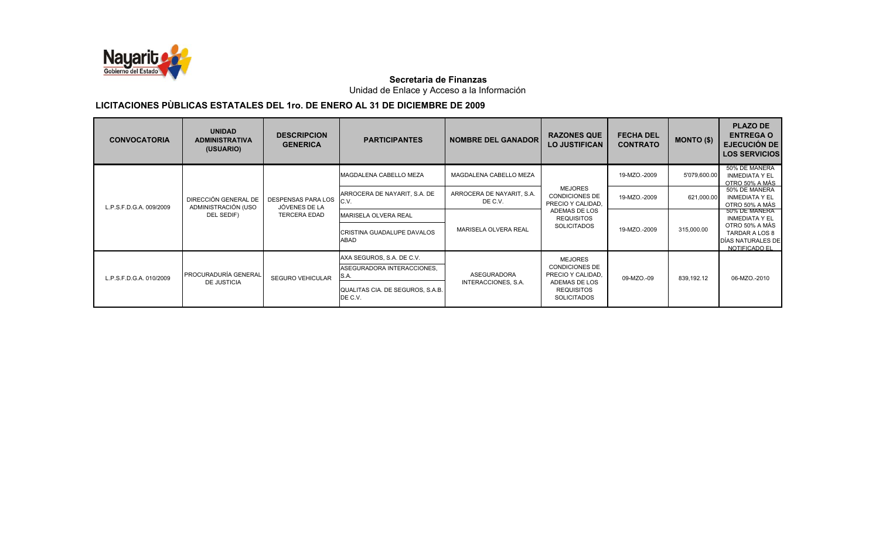**Secretaria de Finanzas**

Unidad de Enlace y Acceso a la Información

## LICITACIONES PÙBLICAS ESTATALES DEL 1ro. DE ENERO AL 31 DE DICIEMBRE DE 2009

| CONVOCATORIA | UNIDAD ADMINISTRATIVA (USUARIO) | DESCRIPCION GENERICA | PARTICIPANTES | NOMBRE DEL GANADOR | RAZONES QUE LO JUSTIFICAN | FECHA DEL CONTRATO | MONTO ($) | PLAZO DE ENTREGA O EJECUCIÓN DE LOS SERVICIOS |
|---|---|---|---|---|---|---|---|---|
| L.P.S.F.D.G.A. 009/2009 | DIRECCIÓN GENERAL DE ADMINISTRACIÓN (USO DEL SEDIF) | DESPENSAS PARA LOS JÓVENES DE LA TERCERA EDAD | MAGDALENA CABELLO MEZA | MAGDALENA CABELLO MEZA | MEJORES CONDICIONES DE PRECIO Y CALIDAD, ADEMAS DE LOS REQUISITOS SOLICITADOS | 19-MZO.-2009 | 5'079,600.00 | 50% DE MANERA INMEDIATA Y EL OTRO 50% A MÁS |
| | | | ARROCERA DE NAYARIT, S.A. DE C.V. | ARROCERA DE NAYARIT, S.A. DE C.V. | | 19-MZO.-2009 | 621,000.00 | 50% DE MANERA INMEDIATA Y EL OTRO 50% A MÁS |
| | | | MARISELA OLVERA REAL | MARISELA OLVERA REAL | | 19-MZO.-2009 | 315,000.00 | 50% DE MANERA INMEDIATA Y EL OTRO 50% A MÁS TARDAR A LOS 8 DÍAS NATURALES DE NOTIFICADO EL |
| | | | CRISTINA GUADALUPE DAVALOS ABAD | | | | | |
| L.P.S.F.D.G.A. 010/2009 | PROCURADURÍA GENERAL DE JUSTICIA | SEGURO VEHICULAR | AXA SEGUROS, S.A. DE C.V. | ASEGURADORA INTERACCIONES, S.A. | MEJORES CONDICIONES DE PRECIO Y CALIDAD, ADEMAS DE LOS REQUISITOS SOLICITADOS | 09-MZO.-09 | 839,192.12 | 06-MZO.-2010 |
| | | | ASEGURADORA INTERACCIONES, S.A. | | | | | |
| | | | QUALITAS CIA. DE SEGUROS, S.A.B. DE C.V. | | | | | |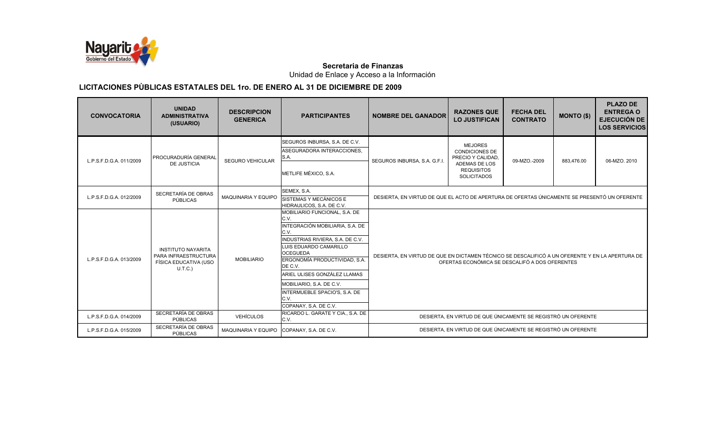**Secretaria de Finanzas**

Unidad de Enlace y Acceso a la Información

## LICITACIONES PÙBLICAS ESTATALES DEL 1ro. DE ENERO AL 31 DE DICIEMBRE DE 2009

| CONVOCATORIA | UNIDAD ADMINISTRATIVA (USUARIO) | DESCRIPCION GENERICA | PARTICIPANTES | NOMBRE DEL GANADOR | RAZONES QUE LO JUSTIFICAN | FECHA DEL CONTRATO | MONTO ($) | PLAZO DE ENTREGA O EJECUCIÓN DE LOS SERVICIOS |
|---|---|---|---|---|---|---|---|---|
| L.P.S.F.D.G.A. 011/2009 | PROCURADURÍA GENERAL DE JUSTICIA | SEGURO VEHICULAR | SEGUROS INBURSA, S.A. DE C.V.<br>ASEGURADORA INTERACCIONES, S.A.<br>METLIFE MÉXICO, S.A. | SEGUROS INBURSA, S.A. G.F.I. | MEJORES CONDICIONES DE PRECIO Y CALIDAD, ADEMAS DE LOS REQUISITOS SOLICITADOS | 09-MZO.-2009 | 883,476.00 | 06-MZO. 2010 |
| L.P.S.F.D.G.A. 012/2009 | SECRETARÍA DE OBRAS PÚBLICAS | MAQUINARIA Y EQUIPO | SEMEX, S.A.<br>SISTEMAS Y MECÁNICOS E HIDRAULICOS, S.A. DE C.V. | DESIERTA, EN VIRTUD DE QUE EL ACTO DE APERTURA DE OFERTAS ÚNICAMENTE SE PRESENTÓ UN OFERENTE | | | | |
| L.P.S.F.D.G.A. 013/2009 | INSTITUTO NAYARITA PARA INFRAESTRUCTURA FÍSICA EDUCATIVA (USO U.T.C.) | MOBILIARIO | MOBILIARIO FUNCIONAL, S.A. DE C.V.<br>INTEGRACIÓN MOBILIARIA, S.A. DE C.V.<br>INDUSTRIAS RIVIERA, S.A. DE C.V.<br>LUIS EDUARDO CAMARILLO OCEGUEDA<br>ERGONOMÍA PRODUCTIVIDAD, S.A. DE C.V.<br>ARIEL ULISES GONZÁLEZ LLAMAS<br>MOBILIARIO, S.A. DE C.V.<br>INTERMUEBLE SPACIO'S, S.A. DE C.V.<br>COPANAY, S.A. DE C.V. | DESIERTA, EN VIRTUD DE QUE EN DICTAMEN TÉCNICO SE DESCALIFICÓ A UN OFERENTE Y EN LA APERTURA DE OFERTAS ECONÓMICA SE DESCALIFÓ A DOS OFERENTES | | | | |
| L.P.S.F.D.G.A. 014/2009 | SECRETARÍA DE OBRAS PÚBLICAS | VEHÍCULOS | RICARDO L. GARATE Y CIA., S.A. DE C.V. | DESIERTA, EN VIRTUD DE QUE ÚNICAMENTE SE REGISTRÓ UN OFERENTE | | | | |
| L.P.S.F.D.G.A. 015/2009 | SECRETARÍA DE OBRAS PÚBLICAS | MAQUINARIA Y EQUIPO | COPANAY, S.A. DE C.V. | DESIERTA, EN VIRTUD DE QUE ÚNICAMENTE SE REGISTRÓ UN OFERENTE | | | | |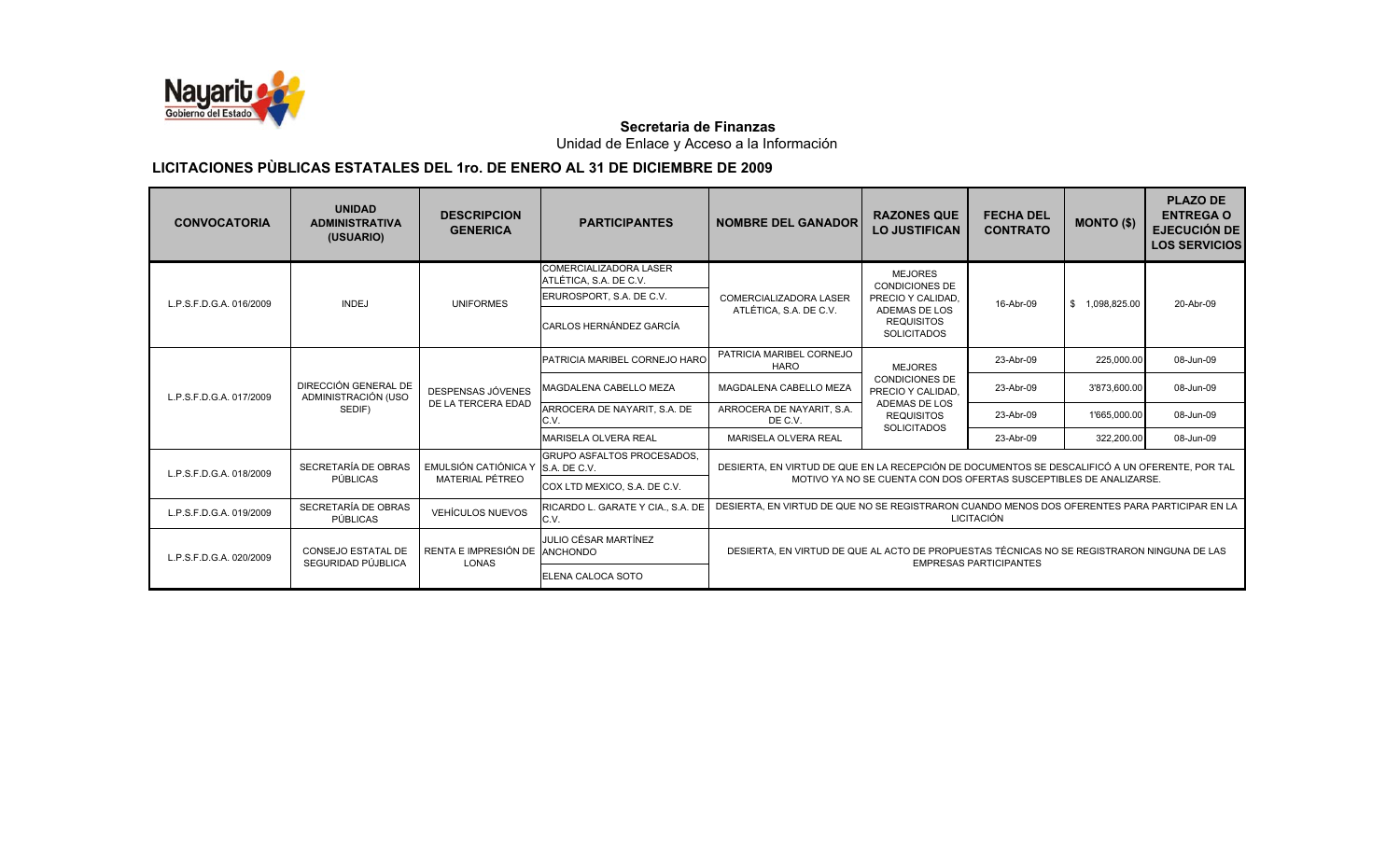**Secretaria de Finanzas**

Unidad de Enlace y Acceso a la Información

## LICITACIONES PÙBLICAS ESTATALES DEL 1ro. DE ENERO AL 31 DE DICIEMBRE DE 2009

| CONVOCATORIA | UNIDAD ADMINISTRATIVA (USUARIO) | DESCRIPCION GENERICA | PARTICIPANTES | NOMBRE DEL GANADOR | RAZONES QUE LO JUSTIFICAN | FECHA DEL CONTRATO | MONTO ($) | PLAZO DE ENTREGA O EJECUCIÓN DE LOS SERVICIOS |
|---|---|---|---|---|---|---|---|---|
| L.P.S.F.D.G.A. 016/2009 | INDEJ | UNIFORMES | COMERCIALIZADORA LASER ATLÉTICA, S.A. DE C.V. | COMERCIALIZADORA LASER ATLÉTICA, S.A. DE C.V. | MEJORES CONDICIONES DE PRECIO Y CALIDAD, ADEMAS DE LOS REQUISITOS SOLICITADOS | 16-Abr-09 | $ 1,098,825.00 | 20-Abr-09 |
| | | | ERUROSPORT, S.A. DE C.V. | | | | | |
| | | | CARLOS HERNÁNDEZ GARCÍA | | | | | |
| L.P.S.F.D.G.A. 017/2009 | DIRECCIÓN GENERAL DE ADMINISTRACIÓN (USO SEDIF) | DESPENSAS JÓVENES DE LA TERCERA EDAD | PATRICIA MARIBEL CORNEJO HARO | PATRICIA MARIBEL CORNEJO HARO | MEJORES CONDICIONES DE PRECIO Y CALIDAD, ADEMAS DE LOS REQUISITOS SOLICITADOS | 23-Abr-09 | 225,000.00 | 08-Jun-09 |
| | | | MAGDALENA CABELLO MEZA | MAGDALENA CABELLO MEZA | | 23-Abr-09 | 3'873,600.00 | 08-Jun-09 |
| | | | ARROCERA DE NAYARIT, S.A. DE C.V. | ARROCERA DE NAYARIT, S.A. DE C.V. | | 23-Abr-09 | 1'665,000.00 | 08-Jun-09 |
| | | | MARISELA OLVERA REAL | MARISELA OLVERA REAL | | 23-Abr-09 | 322,200.00 | 08-Jun-09 |
| L.P.S.F.D.G.A. 018/2009 | SECRETARÍA DE OBRAS PÚBLICAS | EMULSIÓN CATIÓNICA Y MATERIAL PÉTREO | GRUPO ASFALTOS PROCESADOS, S.A. DE C.V. | DESIERTA, EN VIRTUD DE QUE EN LA RECEPCIÓN DE DOCUMENTOS SE DESCALIFICÓ A UN OFERENTE, POR TAL MOTIVO YA NO SE CUENTA CON DOS OFERTAS SUSCEPTIBLES DE ANALIZARSE. | | | | |
| | | | COX LTD MEXICO, S.A. DE C.V. | | | | | |
| L.P.S.F.D.G.A. 019/2009 | SECRETARÍA DE OBRAS PÚBLICAS | VEHÍCULOS NUEVOS | RICARDO L. GARATE Y CIA., S.A. DE C.V. | DESIERTA, EN VIRTUD DE QUE NO SE REGISTRARON CUANDO MENOS DOS OFERENTES PARA PARTICIPAR EN LA LICITACIÓN | | | | |
| L.P.S.F.D.G.A. 020/2009 | CONSEJO ESTATAL DE SEGURIDAD PÚJBLICA | RENTA E IMPRESIÓN DE LONAS | JULIO CÉSAR MARTÍNEZ ANCHONDO | DESIERTA, EN VIRTUD DE QUE AL ACTO DE PROPUESTAS TÉCNICAS NO SE REGISTRARON NINGUNA DE LAS EMPRESAS PARTICIPANTES | | | | |
| | | | ELENA CALOCA SOTO | | | | | |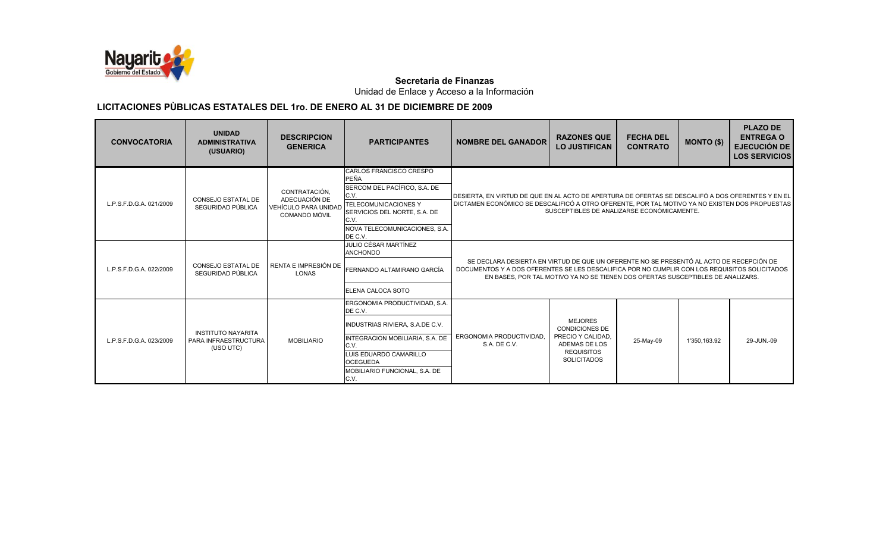**Secretaria de Finanzas**
Unidad de Enlace y Acceso a la Información

## LICITACIONES PÙBLICAS ESTATALES DEL 1ro. DE ENERO AL 31 DE DICIEMBRE DE 2009

| CONVOCATORIA | UNIDAD ADMINISTRATIVA (USUARIO) | DESCRIPCION GENERICA | PARTICIPANTES | NOMBRE DEL GANADOR | RAZONES QUE LO JUSTIFICAN | FECHA DEL CONTRATO | MONTO ($) | PLAZO DE ENTREGA O EJECUCIÓN DE LOS SERVICIOS |
|---|---|---|---|---|---|---|---|---|
| L.P.S.F.D.G.A. 021/2009 | CONSEJO ESTATAL DE SEGURIDAD PÚBLICA | CONTRATACIÓN, ADECUACIÓN DE VEHÍCULO PARA UNIDAD COMANDO MÓVIL | CARLOS FRANCISCO CRESPO PEÑA<br>SERCOM DEL PACÍFICO, S.A. DE C.V.<br>TELECOMUNICACIONES Y SERVICIOS DEL NORTE, S.A. DE C.V.<br>NOVA TELECOMUNICACIONES, S.A. DE C.V. | DESIERTA, EN VIRTUD DE QUE EN AL ACTO DE APERTURA DE OFERTAS SE DESCALIFÓ A DOS OFERENTES Y EN EL DICTAMEN ECONÓMICO SE DESCALIFICÓ A OTRO OFERENTE, POR TAL MOTIVO YA NO EXISTEN DOS PROPUESTAS SUSCEPTIBLES DE ANALIZARSE ECONÓMICAMENTE. | | | | |
| L.P.S.F.D.G.A. 022/2009 | CONSEJO ESTATAL DE SEGURIDAD PÚBLICA | RENTA E IMPRESIÓN DE LONAS | JULIO CÉSAR MARTÍNEZ ANCHONDO<br>FERNANDO ALTAMIRANO GARCÍA<br>ELENA CALOCA SOTO | SE DECLARA DESIERTA EN VIRTUD DE QUE UN OFERENTE NO SE PRESENTÓ AL ACTO DE RECEPCIÓN DE DOCUMENTOS Y A DOS OFERENTES SE LES DESCALIFICA POR NO CUMPLIR CON LOS REQUISITOS SOLICITADOS EN BASES, POR TAL MOTIVO YA NO SE TIENEN DOS OFERTAS SUSCEPTIBLES DE ANALIZARS. | | | | |
| L.P.S.F.D.G.A. 023/2009 | INSTITUTO NAYARITA PARA INFRAESTRUCTURA (USO UTC) | MOBILIARIO | ERGONOMIA PRODUCTIVIDAD, S.A. DE C.V.<br>INDUSTRIAS RIVIERA, S.A.DE C.V.<br>INTEGRACION MOBILIARIA, S.A. DE C.V.<br>LUIS EDUARDO CAMARILLO OCEGUEDA<br>MOBILIARIO FUNCIONAL, S.A. DE C.V. | ERGONOMIA PRODUCTIVIDAD, S.A. DE C.V. | MEJORES CONDICIONES DE PRECIO Y CALIDAD, ADEMAS DE LOS REQUISITOS SOLICITADOS | 25-May-09 | 1'350,163.92 | 29-JUN.-09 |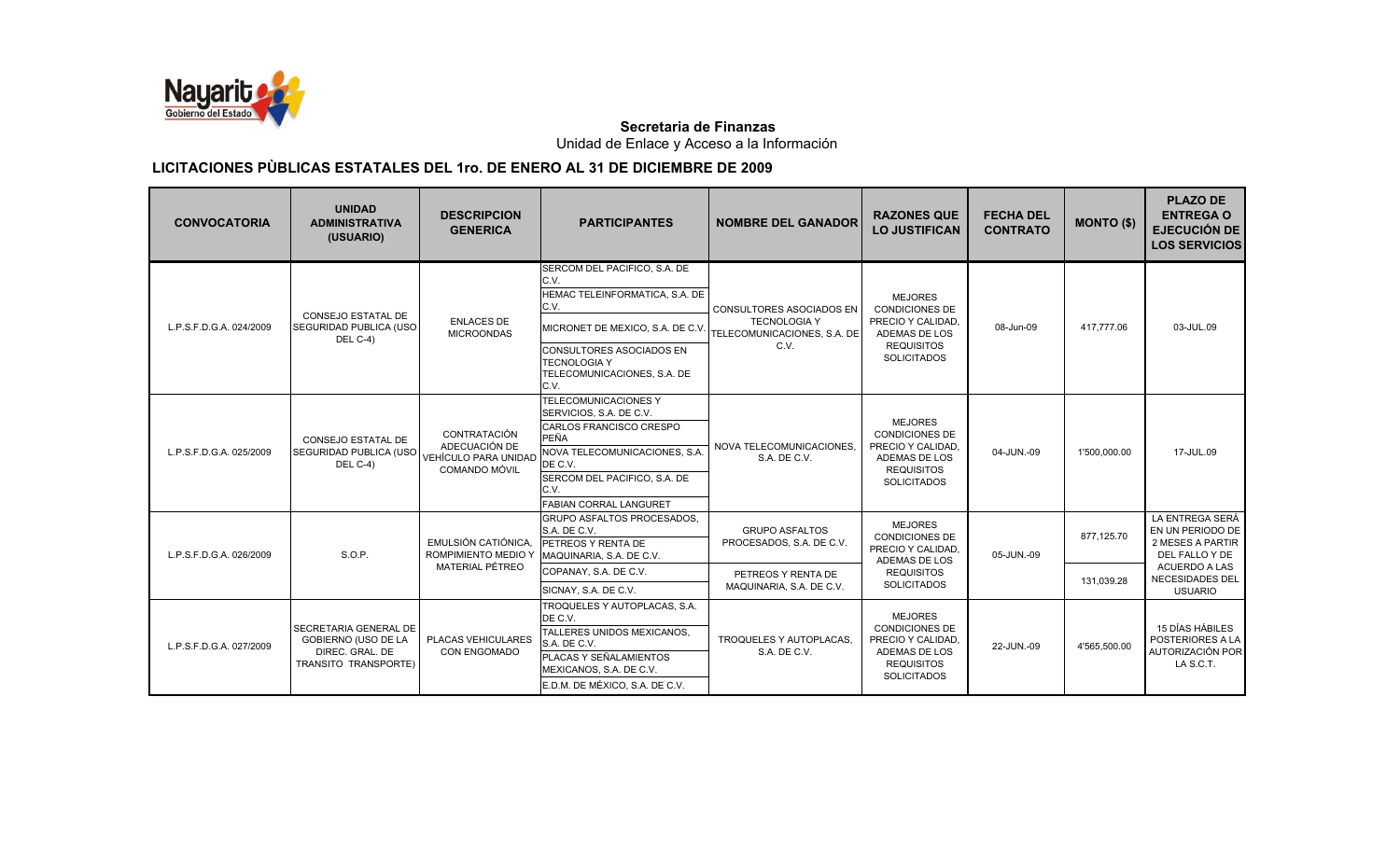**Secretaria de Finanzas**

Unidad de Enlace y Acceso a la Información

## LICITACIONES PÙBLICAS ESTATALES DEL 1ro. DE ENERO AL 31 DE DICIEMBRE DE 2009

| CONVOCATORIA | UNIDAD ADMINISTRATIVA (USUARIO) | DESCRIPCION GENERICA | PARTICIPANTES | NOMBRE DEL GANADOR | RAZONES QUE LO JUSTIFICAN | FECHA DEL CONTRATO | MONTO ($) | PLAZO DE ENTREGA O EJECUCIÓN DE LOS SERVICIOS |
|---|---|---|---|---|---|---|---|---|
| L.P.S.F.D.G.A. 024/2009 | CONSEJO ESTATAL DE SEGURIDAD PUBLICA (USO DEL C-4) | ENLACES DE MICROONDAS | SERCOM DEL PACIFICO, S.A. DE C.V.<br>HEMAC TELEINFORMATICA, S.A. DE C.V.<br>MICRONET DE MEXICO, S.A. DE C.V.<br>CONSULTORES ASOCIADOS EN TECNOLOGIA Y TELECOMUNICACIONES, S.A. DE C.V. | CONSULTORES ASOCIADOS EN TECNOLOGIA Y TELECOMUNICACIONES, S.A. DE C.V. | MEJORES CONDICIONES DE PRECIO Y CALIDAD, ADEMAS DE LOS REQUISITOS SOLICITADOS | 08-Jun-09 | 417,777.06 | 03-JUL.09 |
| L.P.S.F.D.G.A. 025/2009 | CONSEJO ESTATAL DE SEGURIDAD PUBLICA (USO DEL C-4) | CONTRATACIÓN ADECUACIÓN DE VEHÍCULO PARA UNIDAD COMANDO MÓVIL | TELECOMUNICACIONES Y SERVICIOS, S.A. DE C.V.<br>CARLOS FRANCISCO CRESPO PEÑA<br>NOVA TELECOMUNICACIONES, S.A. DE C.V.<br>SERCOM DEL PACIFICO, S.A. DE C.V.<br>FABIAN CORRAL LANGURET | NOVA TELECOMUNICACIONES, S.A. DE C.V. | MEJORES CONDICIONES DE PRECIO Y CALIDAD, ADEMAS DE LOS REQUISITOS SOLICITADOS | 04-JUN.-09 | 1'500,000.00 | 17-JUL.09 |
| L.P.S.F.D.G.A. 026/2009 | S.O.P. | EMULSIÓN CATIÓNICA, ROMPIMIENTO MEDIO Y MATERIAL PÉTREO | GRUPO ASFALTOS PROCESADOS, S.A. DE C.V.<br>PETREOS Y RENTA DE MAQUINARIA, S.A. DE C.V. | GRUPO ASFALTOS PROCESADOS, S.A. DE C.V. | MEJORES CONDICIONES DE PRECIO Y CALIDAD, ADEMAS DE LOS REQUISITOS SOLICITADOS | 05-JUN.-09 | 877,125.70 | LA ENTREGA SERÁ EN UN PERIODO DE 2 MESES A PARTIR DEL FALLO Y DE ACUERDO A LAS NECESIDADES DEL USUARIO |
| | | | COPANAY, S.A. DE C.V.<br>SICNAY, S.A. DE C.V. | PETREOS Y RENTA DE MAQUINARIA, S.A. DE C.V. | | | 131,039.28 | |
| L.P.S.F.D.G.A. 027/2009 | SECRETARIA GENERAL DE GOBIERNO (USO DE LA DIREC. GRAL. DE TRANSITO TRANSPORTE) | PLACAS VEHICULARES CON ENGOMADO | TROQUELES Y AUTOPLACAS, S.A. DE C.V.<br>TALLERES UNIDOS MEXICANOS, S.A. DE C.V.<br>PLACAS Y SEÑALAMIENTOS MEXICANOS, S.A. DE C.V.<br>E.D.M. DE MÉXICO, S.A. DE C.V. | TROQUELES Y AUTOPLACAS, S.A. DE C.V. | MEJORES CONDICIONES DE PRECIO Y CALIDAD, ADEMAS DE LOS REQUISITOS SOLICITADOS | 22-JUN.-09 | 4'565,500.00 | 15 DÍAS HÁBILES POSTERIORES A LA AUTORIZACIÓN POR LA S.C.T. |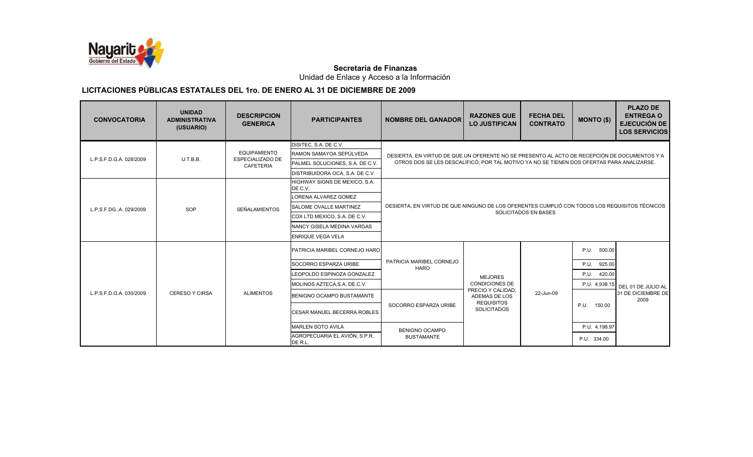**Secretaria de Finanzas**

Unidad de Enlace y Acceso a la Información

## LICITACIONES PÙBLICAS ESTATALES DEL 1ro. DE ENERO AL 31 DE DICIEMBRE DE 2009

| CONVOCATORIA | UNIDAD ADMINISTRATIVA (USUARIO) | DESCRIPCION GENERICA | PARTICIPANTES | NOMBRE DEL GANADOR | RAZONES QUE LO JUSTIFICAN | FECHA DEL CONTRATO | MONTO ($) | PLAZO DE ENTREGA O EJECUCIÓN DE LOS SERVICIOS |
|---|---|---|---|---|---|---|---|---|
| L.P.S.F.D.G.A. 028/2009 | U.T.B.B. | EQUIPAMIENTO ESPECIALIZADO DE CAFETERIA | DISITEC, S.A. DE C.V. | DESIERTA, EN VIRTUD DE QUE UN OFERENTE NO SE PRESENTO AL ACTO DE RECEPCIÓN DE DOCUMENTOS Y A OTROS DOS SE LES DESCALIFICÓ; POR TAL MOTIVO YA NO SE TIENEN DOS OFERTAS PARA ANALIZARSE. | | | | |
| | | | RAMON SAMAYOA SEPÚLVEDA | | | | | |
| | | | PALMEL SOLUCIONES, S.A. DE C.V. | | | | | |
| | | | DISTRIBUIDORA OCA, S.A. DE C.V. | | | | | |
| L.P.S.F.DG..A. 029/2009 | SOP | SEÑALAMIENTOS | HIGHWAY SIGNS DE MEXICO, S.A. DE C.V. | DESIERTA, EN VIRTUD DE QUE NINGUNO DE LOS OFERENTES CUMPLIÓ CON TODOS LOS REQUISITOS TÉCNICOS SOLICITADOS EN BASES | | | | |
| | | | LORENA ALVAREZ GOMEZ | | | | | |
| | | | SALOME OVALLE MARTINEZ | | | | | |
| | | | COX LTD MEXICO, S.A. DE C.V. | | | | | |
| | | | NANCY GISELA MEDINA VARGAS | | | | | |
| | | | ENRIQUE VEGA VELA | | | | | |
| L.P.S.F.D.G.A. 030/2009 | CERESO Y CIRSA | ALIMENTOS | PATRICIA MARIBEL CORNEJO HARO | PATRICIA MARIBEL CORNEJO HARO | MEJORES CONDICIONES DE PRECIO Y CALIDAD, ADEMAS DE LOS REQUISITOS SOLICITADOS | 22-Jun-09 | P.U. 500.00 | DEL 01 DE JULIO AL 31 DE DICIEMBRE DE 2009 |
| | | | SOCORRO ESPARZA URIBE | | | | P.U. 925.00 | |
| | | | LEOPOLDO ESPINOZA GONZALEZ | | | | P.U. 420.00 | |
| | | | MOLINOS AZTECA,S.A. DE.C.V. | | | | P.U. 4,938.15 | |
| | | | BENIGNO OCAMPO BUSTAMANTE | SOCORRO ESPARZA URIBE | | | P.U. 150.00 | |
| | | | CESAR MANUEL BECERRA ROBLES | | | | | |
| | | | MARLEN SOTO AVILA | BENIGNO OCAMPO BUSTAMANTE | | | P.U. 4,198.97 | |
| | | | AGROPECUARIA EL AVIÓN, S.P.R. DE R.L. | | | | P.U. 334.00 | |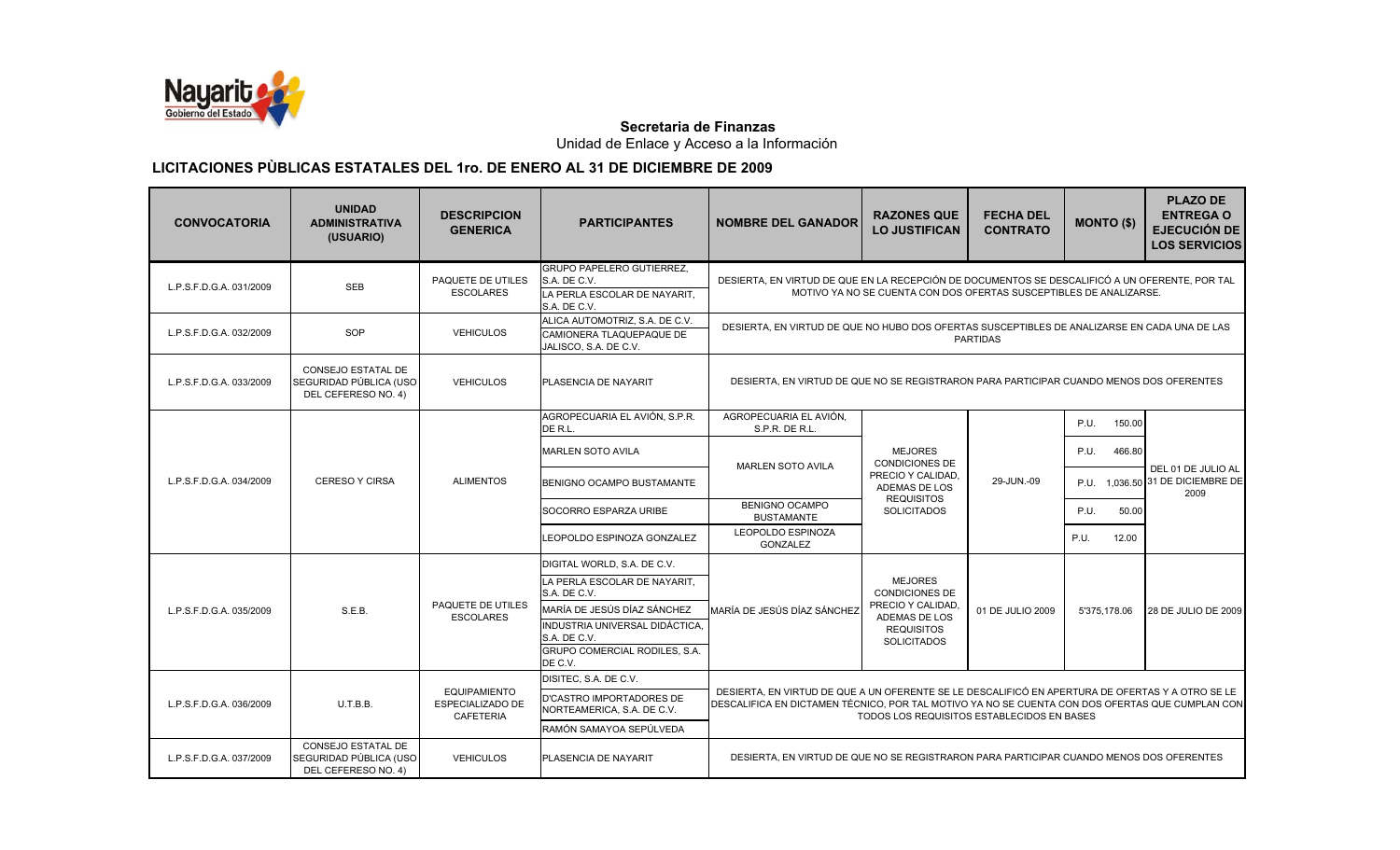**Secretaria de Finanzas**
Unidad de Enlace y Acceso a la Información

## LICITACIONES PÙBLICAS ESTATALES DEL 1ro. DE ENERO AL 31 DE DICIEMBRE DE 2009

| CONVOCATORIA | UNIDAD ADMINISTRATIVA (USUARIO) | DESCRIPCION GENERICA | PARTICIPANTES | NOMBRE DEL GANADOR | RAZONES QUE LO JUSTIFICAN | FECHA DEL CONTRATO | MONTO ($) | PLAZO DE ENTREGA O EJECUCIÓN DE LOS SERVICIOS |
|---|---|---|---|---|---|---|---|---|
| L.P.S.F.D.G.A. 031/2009 | SEB | PAQUETE DE UTILES ESCOLARES | GRUPO PAPELERO GUTIERREZ, S.A. DE C.V.<br>LA PERLA ESCOLAR DE NAYARIT, S.A. DE C.V. | DESIERTA, EN VIRTUD DE QUE EN LA RECEPCIÓN DE DOCUMENTOS SE DESCALIFICÓ A UN OFERENTE, POR TAL MOTIVO YA NO SE CUENTA CON DOS OFERTAS SUSCEPTIBLES DE ANALIZARSE. | | | | |
| L.P.S.F.D.G.A. 032/2009 | SOP | VEHICULOS | ALICA AUTOMOTRIZ, S.A. DE C.V.<br>CAMIONERA TLAQUEPAQUE DE JALISCO, S.A. DE C.V. | DESIERTA, EN VIRTUD DE QUE NO HUBO DOS OFERTAS SUSCEPTIBLES DE ANALIZARSE EN CADA UNA DE LAS PARTIDAS | | | | |
| L.P.S.F.D.G.A. 033/2009 | CONSEJO ESTATAL DE SEGURIDAD PÚBLICA (USO DEL CEFERESO NO. 4) | VEHICULOS | PLASENCIA DE NAYARIT | DESIERTA, EN VIRTUD DE QUE NO SE REGISTRARON PARA PARTICIPAR CUANDO MENOS DOS OFERENTES | | | | |
| L.P.S.F.D.G.A. 034/2009 | CERESO Y CIRSA | ALIMENTOS | AGROPECUARIA EL AVIÓN, S.P.R. DE R.L. | AGROPECUARIA EL AVIÓN, S.P.R. DE R.L. | MEJORES CONDICIONES DE PRECIO Y CALIDAD, ADEMAS DE LOS REQUISITOS SOLICITADOS | 29-JUN.-09 | P.U. 150.00 | DEL 01 DE JULIO AL 31 DE DICIEMBRE DE 2009 |
| | | | MARLEN SOTO AVILA | MARLEN SOTO AVILA | | | P.U. 466.80 | |
| | | | BENIGNO OCAMPO BUSTAMANTE | | | | P.U. 1,036.50 | |
| | | | SOCORRO ESPARZA URIBE | BENIGNO OCAMPO BUSTAMANTE | | | P.U. 50.00 | |
| | | | LEOPOLDO ESPINOZA GONZALEZ | LEOPOLDO ESPINOZA GONZALEZ | | | P.U. 12.00 | |
| L.P.S.F.D.G.A. 035/2009 | S.E.B. | PAQUETE DE UTILES ESCOLARES | DIGITAL WORLD, S.A. DE C.V.<br>LA PERLA ESCOLAR DE NAYARIT, S.A. DE C.V.<br>MARÍA DE JESÚS DÍAZ SÁNCHEZ<br>INDUSTRIA UNIVERSAL DIDÁCTICA, S.A. DE C.V.<br>GRUPO COMERCIAL RODILES, S.A. DE C.V. | MARÍA DE JESÚS DÍAZ SÁNCHEZ | MEJORES CONDICIONES DE PRECIO Y CALIDAD, ADEMAS DE LOS REQUISITOS SOLICITADOS | 01 DE JULIO 2009 | 5'375,178.06 | 28 DE JULIO DE 2009 |
| L.P.S.F.D.G.A. 036/2009 | U.T.B.B. | EQUIPAMIENTO ESPECIALIZADO DE CAFETERIA | DISITEC, S.A. DE C.V.<br>D'CASTRO IMPORTADORES DE NORTEAMERICA, S.A. DE C.V.<br>RAMÓN SAMAYOA SEPÚLVEDA | DESIERTA, EN VIRTUD DE QUE A UN OFERENTE SE LE DESCALIFICÓ EN APERTURA DE OFERTAS Y A OTRO SE LE DESCALIFICA EN DICTAMEN TÉCNICO, POR TAL MOTIVO YA NO SE CUENTA CON DOS OFERTAS QUE CUMPLAN CON TODOS LOS REQUISITOS ESTABLECIDOS EN BASES | | | | |
| L.P.S.F.D.G.A. 037/2009 | CONSEJO ESTATAL DE SEGURIDAD PÚBLICA (USO DEL CEFERESO NO. 4) | VEHICULOS | PLASENCIA DE NAYARIT | DESIERTA, EN VIRTUD DE QUE NO SE REGISTRARON PARA PARTICIPAR CUANDO MENOS DOS OFERENTES | | | | |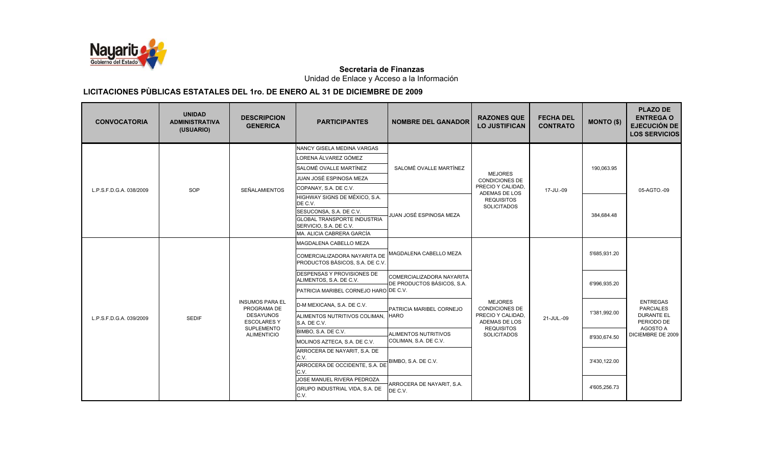**Secretaria de Finanzas**

Unidad de Enlace y Acceso a la Información

## LICITACIONES PÙBLICAS ESTATALES DEL 1ro. DE ENERO AL 31 DE DICIEMBRE DE 2009

| CONVOCATORIA | UNIDAD ADMINISTRATIVA (USUARIO) | DESCRIPCION GENERICA | PARTICIPANTES | NOMBRE DEL GANADOR | RAZONES QUE LO JUSTIFICAN | FECHA DEL CONTRATO | MONTO ($) | PLAZO DE ENTREGA O EJECUCIÓN DE LOS SERVICIOS |
|---|---|---|---|---|---|---|---|---|
| L.P.S.F.D.G.A. 038/2009 | SOP | SEÑALAMIENTOS | NANCY GISELA MEDINA VARGAS<br>LORENA ÁLVAREZ GÓMEZ<br>SALOMÉ OVALLE MARTÍNEZ<br>JUAN JOSÉ ESPINOSA MEZA<br>COPANAY, S.A. DE C.V. | SALOMÉ OVALLE MARTÍNEZ | MEJORES CONDICIONES DE PRECIO Y CALIDAD, ADEMAS DE LOS REQUISITOS SOLICITADOS | 17-JU.-09 | 190,063.95 | 05-AGTO.-09 |
| | | | HIGHWAY SIGNS DE MÉXICO, S.A. DE C.V.<br>SESUCONSA, S.A. DE C.V.<br>GLOBAL TRANSPORTE INDUSTRIA SERVICIO, S.A. DE C.V.<br>MA. ALICIA CABRERA GARCÍA | JUAN JOSÉ ESPINOSA MEZA | | | 384,684.48 | |
| L.P.S.F.D.G.A. 039/2009 | SEDIF | INSUMOS PARA EL PROGRAMA DE DESAYUNOS ESCOLARES Y SUPLEMENTO ALIMENTICIO | MAGDALENA CABELLO MEZA<br>COMERCIALIZADORA NAYARITA DE PRODUCTOS BÁSICOS, S.A. DE C.V. | MAGDALENA CABELLO MEZA | MEJORES CONDICIONES DE PRECIO Y CALIDAD, ADEMAS DE LOS REQUISITOS SOLICITADOS | 21-JUL.-09 | 5'685,931.20 | ENTREGAS PARCIALES DURANTE EL PERIODO DE AGOSTO A DICIEMBRE DE 2009 |
| | | | DESPENSAS Y PROVISIONES DE ALIMENTOS, S.A. DE C.V.<br>PATRICIA MARIBEL CORNEJO HARO | COMERCIALIZADORA NAYARITA DE PRODUCTOS BÁSICOS, S.A. DE C.V. | | | 6'996,935.20 | |
| | | | D-M MEXICANA, S.A. DE C.V.<br>ALIMENTOS NUTRITIVOS COLIMAN, S.A. DE C.V. | PATRICIA MARIBEL CORNEJO HARO | | | 1'381,992.00 | |
| | | | BIMBO, S.A. DE C.V.<br>MOLINOS AZTECA, S.A. DE C.V. | ALIMENTOS NUTRITIVOS COLIMAN, S.A. DE C.V. | | | 8'930,674.50 | |
| | | | ARROCERA DE NAYARIT, S.A. DE C.V.<br>ARROCERA DE OCCIDENTE, S.A. DE C.V. | BIMBO, S.A. DE C.V. | | | 3'430,122.00 | |
| | | | JOSE MANUEL RIVERA PEDROZA<br>GRUPO INDUSTRIAL VIDA, S.A. DE C.V. | ARROCERA DE NAYARIT, S.A. DE C.V. | | | 4'605,256.73 | |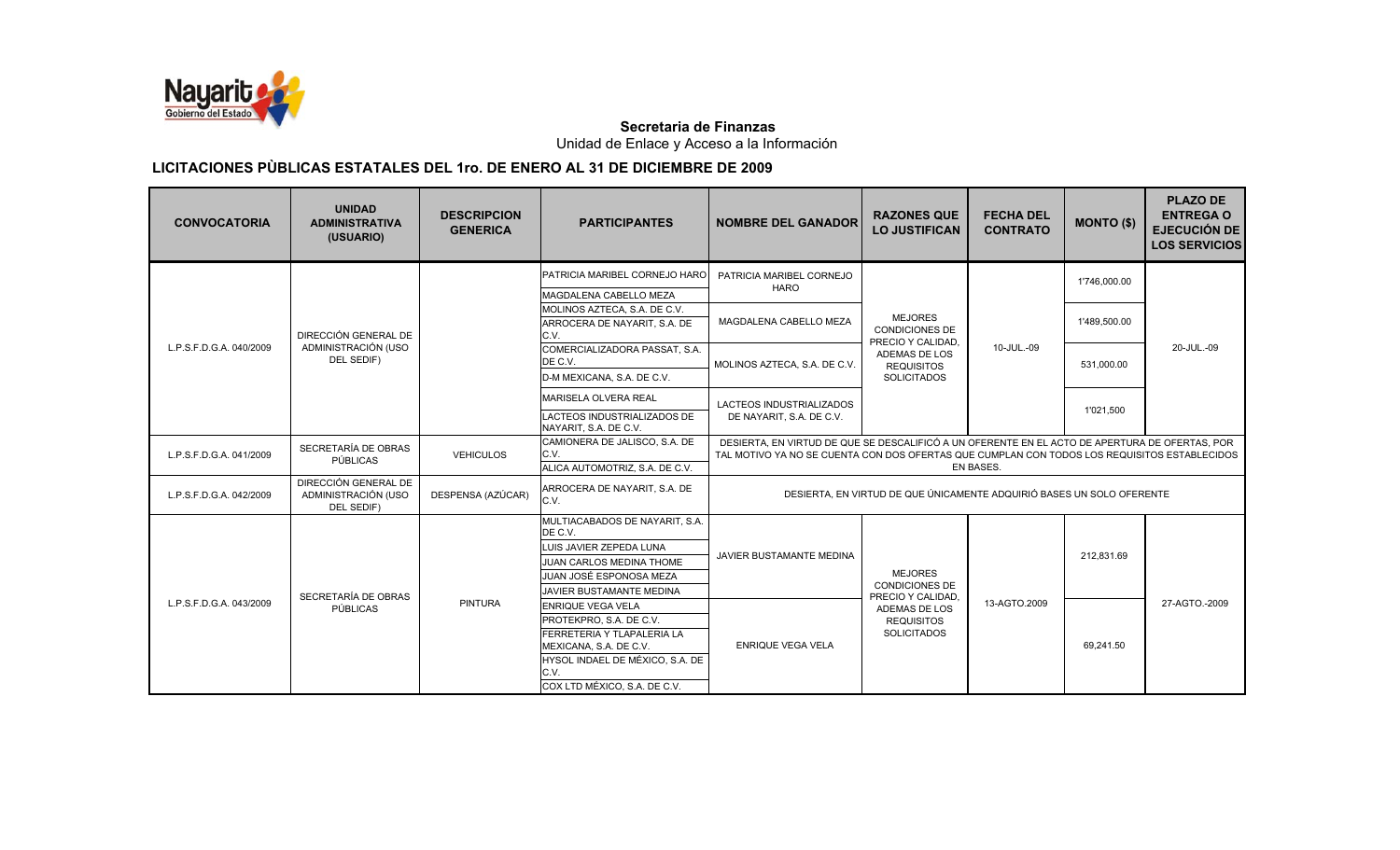**Secretaria de Finanzas**

Unidad de Enlace y Acceso a la Información

## LICITACIONES PÙBLICAS ESTATALES DEL 1ro. DE ENERO AL 31 DE DICIEMBRE DE 2009

| CONVOCATORIA | UNIDAD ADMINISTRATIVA (USUARIO) | DESCRIPCION GENERICA | PARTICIPANTES | NOMBRE DEL GANADOR | RAZONES QUE LO JUSTIFICAN | FECHA DEL CONTRATO | MONTO ($) | PLAZO DE ENTREGA O EJECUCIÓN DE LOS SERVICIOS |
|---|---|---|---|---|---|---|---|---|
| L.P.S.F.D.G.A. 040/2009 | DIRECCIÓN GENERAL DE ADMINISTRACIÓN (USO DEL SEDIF) | | PATRICIA MARIBEL CORNEJO HARO<br>MAGDALENA CABELLO MEZA | PATRICIA MARIBEL CORNEJO HARO | MEJORES CONDICIONES DE PRECIO Y CALIDAD, ADEMAS DE LOS REQUISITOS SOLICITADOS | 10-JUL.-09 | 1'746,000.00 | 20-JUL.-09 |
| | | | MOLINOS AZTECA, S.A. DE C.V.<br>ARROCERA DE NAYARIT, S.A. DE C.V. | MAGDALENA CABELLO MEZA | | | 1'489,500.00 | |
| | | | COMERCIALIZADORA PASSAT, S.A. DE C.V.<br>D-M MEXICANA, S.A. DE C.V. | MOLINOS AZTECA, S.A. DE C.V. | | | 531,000.00 | |
| | | | MARISELA OLVERA REAL<br>LACTEOS INDUSTRIALIZADOS DE NAYARIT, S.A. DE C.V. | LACTEOS INDUSTRIALIZADOS DE NAYARIT, S.A. DE C.V. | | | 1'021,500 | |
| L.P.S.F.D.G.A. 041/2009 | SECRETARÍA DE OBRAS PÚBLICAS | VEHICULOS | CAMIONERA DE JALISCO, S.A. DE C.V.<br>ALICA AUTOMOTRIZ, S.A. DE C.V. | DESIERTA, EN VIRTUD DE QUE SE DESCALIFICÓ A UN OFERENTE EN EL ACTO DE APERTURA DE OFERTAS, POR TAL MOTIVO YA NO SE CUENTA CON DOS OFERTAS QUE CUMPLAN CON TODOS LOS REQUISITOS ESTABLECIDOS EN BASES. | | | | |
| L.P.S.F.D.G.A. 042/2009 | DIRECCIÓN GENERAL DE ADMINISTRACIÓN (USO DEL SEDIF) | DESPENSA (AZÚCAR) | ARROCERA DE NAYARIT, S.A. DE C.V. | DESIERTA, EN VIRTUD DE QUE ÚNICAMENTE ADQUIRIÓ BASES UN SOLO OFERENTE | | | | |
| L.P.S.F.D.G.A. 043/2009 | SECRETARÍA DE OBRAS PÚBLICAS | PINTURA | MULTIACABADOS DE NAYARIT, S.A. DE C.V.<br>LUIS JAVIER ZEPEDA LUNA<br>JUAN CARLOS MEDINA THOME<br>JUAN JOSÉ ESPONOSA MEZA<br>JAVIER BUSTAMANTE MEDINA | JAVIER BUSTAMANTE MEDINA | MEJORES CONDICIONES DE PRECIO Y CALIDAD, ADEMAS DE LOS REQUISITOS SOLICITADOS | 13-AGTO.2009 | 212,831.69 | 27-AGTO.-2009 |
| | | | ENRIQUE VEGA VELA<br>PROTEKPRO, S.A. DE C.V.<br>FERRETERIA Y TLAPALERIA LA MEXICANA, S.A. DE C.V.<br>HYSOL INDAEL DE MÉXICO, S.A. DE C.V.<br>COX LTD MÉXICO, S.A. DE C.V. | ENRIQUE VEGA VELA | | | 69,241.50 | |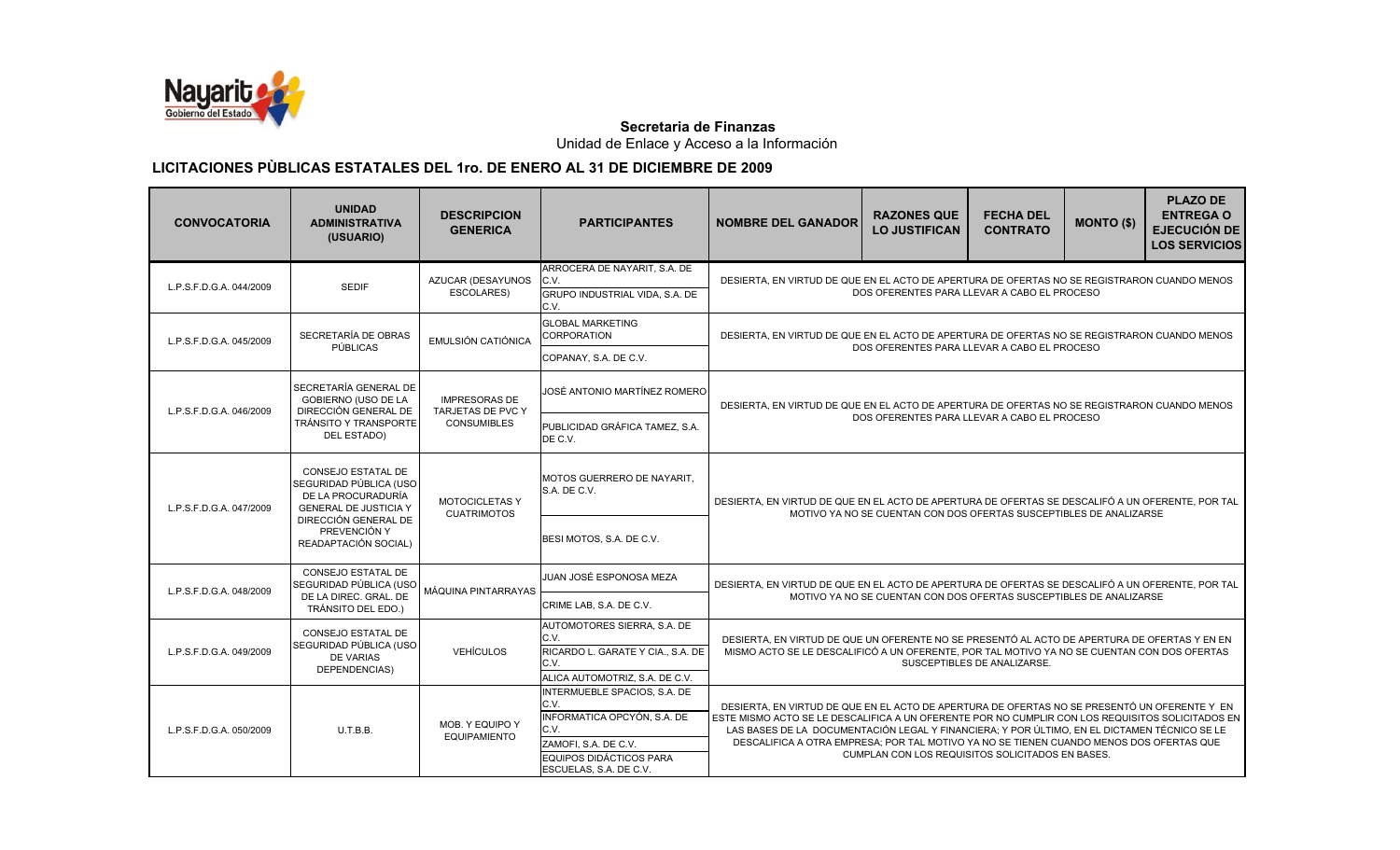**Secretaria de Finanzas**

Unidad de Enlace y Acceso a la Información

## LICITACIONES PÙBLICAS ESTATALES DEL 1ro. DE ENERO AL 31 DE DICIEMBRE DE 2009

| CONVOCATORIA | UNIDAD ADMINISTRATIVA (USUARIO) | DESCRIPCION GENERICA | PARTICIPANTES | NOMBRE DEL GANADOR | RAZONES QUE LO JUSTIFICAN | FECHA DEL CONTRATO | MONTO ($) | PLAZO DE ENTREGA O EJECUCIÓN DE LOS SERVICIOS |
|---|---|---|---|---|---|---|---|---|
| L.P.S.F.D.G.A. 044/2009 | SEDIF | AZUCAR (DESAYUNOS ESCOLARES) | ARROCERA DE NAYARIT, S.A. DE C.V.<br>GRUPO INDUSTRIAL VIDA, S.A. DE C.V. | DESIERTA, EN VIRTUD DE QUE EN EL ACTO DE APERTURA DE OFERTAS NO SE REGISTRARON CUANDO MENOS DOS OFERENTES PARA LLEVAR A CABO EL PROCESO | | | | |
| L.P.S.F.D.G.A. 045/2009 | SECRETARÍA DE OBRAS PÚBLICAS | EMULSIÓN CATIÓNICA | GLOBAL MARKETING CORPORATION<br>COPANAY, S.A. DE C.V. | DESIERTA, EN VIRTUD DE QUE EN EL ACTO DE APERTURA DE OFERTAS NO SE REGISTRARON CUANDO MENOS DOS OFERENTES PARA LLEVAR A CABO EL PROCESO | | | | |
| L.P.S.F.D.G.A. 046/2009 | SECRETARÍA GENERAL DE GOBIERNO (USO DE LA DIRECCIÓN GENERAL DE TRÁNSITO Y TRANSPORTE DEL ESTADO) | IMPRESORAS DE TARJETAS DE PVC Y CONSUMIBLES | JOSÉ ANTONIO MARTÍNEZ ROMERO<br>PUBLICIDAD GRÁFICA TAMEZ, S.A. DE C.V. | DESIERTA, EN VIRTUD DE QUE EN EL ACTO DE APERTURA DE OFERTAS NO SE REGISTRARON CUANDO MENOS DOS OFERENTES PARA LLEVAR A CABO EL PROCESO | | | | |
| L.P.S.F.D.G.A. 047/2009 | CONSEJO ESTATAL DE SEGURIDAD PÚBLICA (USO DE LA PROCURADURÍA GENERAL DE JUSTICIA Y DIRECCIÓN GENERAL DE PREVENCIÓN Y READAPTACIÓN SOCIAL) | MOTOCICLETAS Y CUATRIMOTOS | MOTOS GUERRERO DE NAYARIT, S.A. DE C.V.<br>BESI MOTOS, S.A. DE C.V. | DESIERTA, EN VIRTUD DE QUE EN EL ACTO DE APERTURA DE OFERTAS SE DESCALIFÓ A UN OFERENTE, POR TAL MOTIVO YA NO SE CUENTAN CON DOS OFERTAS SUSCEPTIBLES DE ANALIZARSE | | | | |
| L.P.S.F.D.G.A. 048/2009 | CONSEJO ESTATAL DE SEGURIDAD PÚBLICA (USO DE LA DIREC. GRAL. DE TRÁNSITO DEL EDO.) | MÁQUINA PINTARRAYAS | JUAN JOSÉ ESPONOSA MEZA<br>CRIME LAB, S.A. DE C.V. | DESIERTA, EN VIRTUD DE QUE EN EL ACTO DE APERTURA DE OFERTAS SE DESCALIFÓ A UN OFERENTE, POR TAL MOTIVO YA NO SE CUENTAN CON DOS OFERTAS SUSCEPTIBLES DE ANALIZARSE | | | | |
| L.P.S.F.D.G.A. 049/2009 | CONSEJO ESTATAL DE SEGURIDAD PÚBLICA (USO DE VARIAS DEPENDENCIAS) | VEHÍCULOS | AUTOMOTORES SIERRA, S.A. DE C.V.<br>RICARDO L. GARATE Y CIA., S.A. DE C.V.<br>ALICA AUTOMOTRIZ, S.A. DE C.V. | DESIERTA, EN VIRTUD DE QUE UN OFERENTE NO SE PRESENTÓ AL ACTO DE APERTURA DE OFERTAS Y EN EN MISMO ACTO SE LE DESCALIFICÓ A UN OFERENTE, POR TAL MOTIVO YA NO SE CUENTAN CON DOS OFERTAS SUSCEPTIBLES DE ANALIZARSE. | | | | |
| L.P.S.F.D.G.A. 050/2009 | U.T.B.B. | MOB. Y EQUIPO Y EQUIPAMIENTO | INTERMUEBLE SPACIOS, S.A. DE C.V.<br>INFORMATICA OPCYÓN, S.A. DE C.V.<br>ZAMOFI, S.A. DE C.V.<br>EQUIPOS DIDÁCTICOS PARA ESCUELAS, S.A. DE C.V. | DESIERTA, EN VIRTUD DE QUE EN EL ACTO DE APERTURA DE OFERTAS NO SE PRESENTÓ UN OFERENTE Y EN ESTE MISMO ACTO SE LE DESCALIFICA A UN OFERENTE POR NO CUMPLIR CON LOS REQUISITOS SOLICITADOS EN LAS BASES DE LA DOCUMENTACIÓN LEGAL Y FINANCIERA; Y POR ÚLTIMO, EN EL DICTAMEN TÉCNICO SE LE DESCALIFICA A OTRA EMPRESA; POR TAL MOTIVO YA NO SE TIENEN CUANDO MENOS DOS OFERTAS QUE CUMPLAN CON LOS REQUISITOS SOLICITADOS EN BASES. | | | | |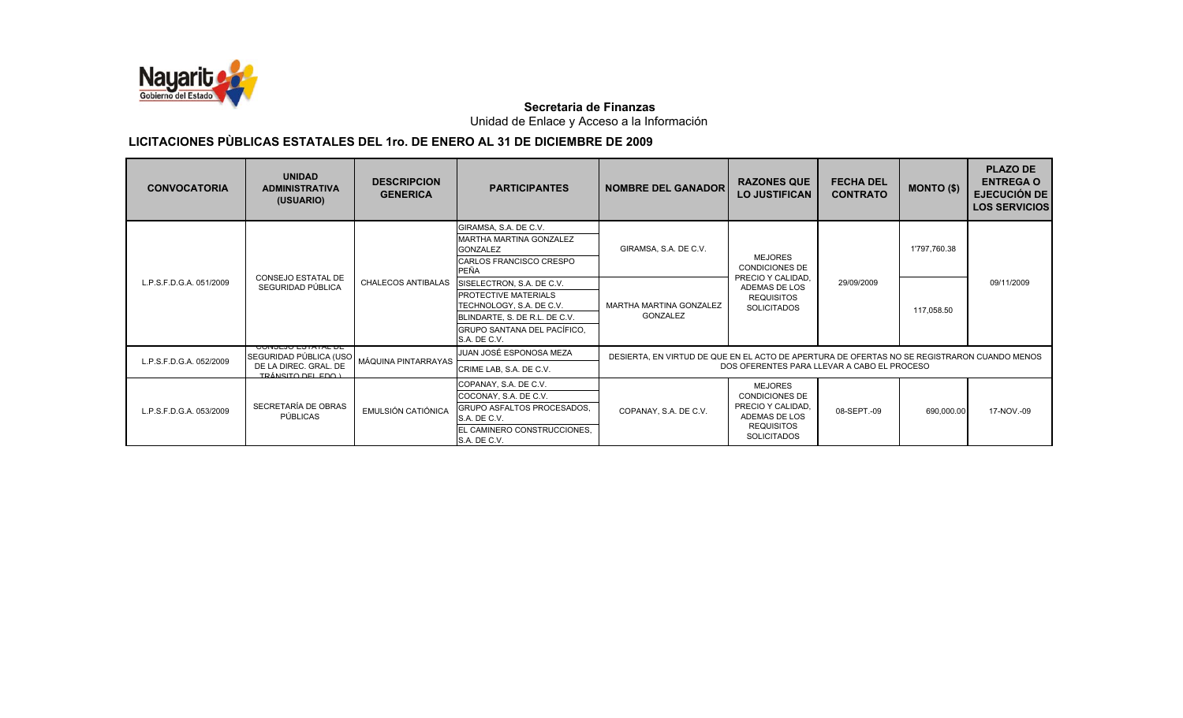**Secretaria de Finanzas**

Unidad de Enlace y Acceso a la Información

## LICITACIONES PÙBLICAS ESTATALES DEL 1ro. DE ENERO AL 31 DE DICIEMBRE DE 2009

| CONVOCATORIA | UNIDAD ADMINISTRATIVA (USUARIO) | DESCRIPCION GENERICA | PARTICIPANTES | NOMBRE DEL GANADOR | RAZONES QUE LO JUSTIFICAN | FECHA DEL CONTRATO | MONTO ($) | PLAZO DE ENTREGA O EJECUCIÓN DE LOS SERVICIOS |
|---|---|---|---|---|---|---|---|---|
| L.P.S.F.D.G.A. 051/2009 | CONSEJO ESTATAL DE SEGURIDAD PÚBLICA | CHALECOS ANTIBALAS | GIRAMSA, S.A. DE C.V.<br>MARTHA MARTINA GONZALEZ GONZALEZ<br>CARLOS FRANCISCO CRESPO PEÑA | GIRAMSA, S.A. DE C.V. | MEJORES CONDICIONES DE PRECIO Y CALIDAD, ADEMAS DE LOS REQUISITOS SOLICITADOS | 29/09/2009 | 1'797,760.38 | 09/11/2009 |
| | | | SISELECTRON, S.A. DE C.V.<br>PROTECTIVE MATERIALS TECHNOLOGY, S.A. DE C.V.<br>BLINDARTE, S. DE R.L. DE C.V.<br>GRUPO SANTANA DEL PACÍFICO, S.A. DE C.V. | MARTHA MARTINA GONZALEZ GONZALEZ | | | 117,058.50 | |
| L.P.S.F.D.G.A. 052/2009 | CONSEJO ESTATAL DE SEGURIDAD PÚBLICA (USO DE LA DIREC. GRAL. DE TRÁNSITO DEL EDO.) | MÁQUINA PINTARRAYAS | JUAN JOSÉ ESPONOSA MEZA<br>CRIME LAB, S.A. DE C.V. | DESIERTA, EN VIRTUD DE QUE EN EL ACTO DE APERTURA DE OFERTAS NO SE REGISTRARON CUANDO MENOS DOS OFERENTES PARA LLEVAR A CABO EL PROCESO | | | | |
| L.P.S.F.D.G.A. 053/2009 | SECRETARÍA DE OBRAS PÚBLICAS | EMULSIÓN CATIÓNICA | COPANAY, S.A. DE C.V.<br>COCONAY, S.A. DE C.V.<br>GRUPO ASFALTOS PROCESADOS, S.A. DE C.V.<br>EL CAMINERO CONSTRUCCIONES, S.A. DE C.V. | COPANAY, S.A. DE C.V. | MEJORES CONDICIONES DE PRECIO Y CALIDAD, ADEMAS DE LOS REQUISITOS SOLICITADOS | 08-SEPT.-09 | 690,000.00 | 17-NOV.-09 |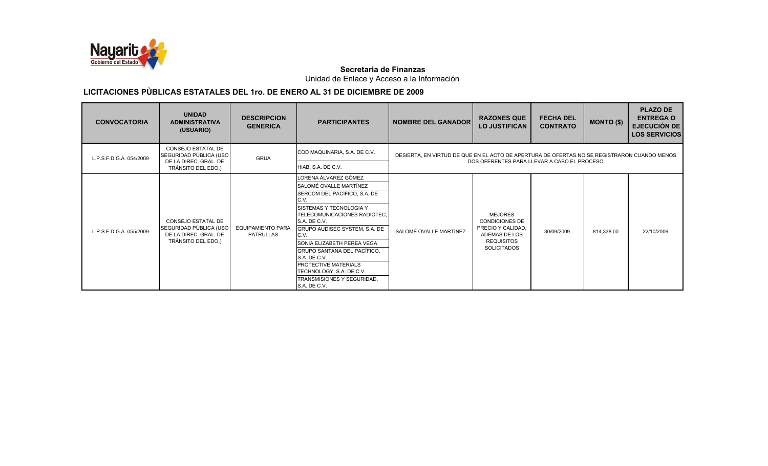**Secretaria de Finanzas**
Unidad de Enlace y Acceso a la Información

## LICITACIONES PÙBLICAS ESTATALES DEL 1ro. DE ENERO AL 31 DE DICIEMBRE DE 2009

| CONVOCATORIA | UNIDAD ADMINISTRATIVA (USUARIO) | DESCRIPCION GENERICA | PARTICIPANTES | NOMBRE DEL GANADOR | RAZONES QUE LO JUSTIFICAN | FECHA DEL CONTRATO | MONTO ($) | PLAZO DE ENTREGA O EJECUCIÓN DE LOS SERVICIOS |
|---|---|---|---|---|---|---|---|---|
| L.P.S.F.D.G.A. 054/2009 | CONSEJO ESTATAL DE SEGURIDAD PÚBLICA (USO DE LA DIREC. GRAL. DE TRÁNSITO DEL EDO.) | GRUA | COD MAQUINARIA, S.A. DE C.V.<br>HIAB, S.A. DE C.V. | DESIERTA, EN VIRTUD DE QUE EN EL ACTO DE APERTURA DE OFERTAS NO SE REGISTRARON CUANDO MENOS DOS OFERENTES PARA LLEVAR A CABO EL PROCESO | | | | |
| L.P.S.F.D.G.A. 055/2009 | CONSEJO ESTATAL DE SEGURIDAD PÚBLICA (USO DE LA DIREC. GRAL. DE TRÁNSITO DEL EDO.) | EQUIPAMIENTO PARA PATRULLAS | LORENA ÁLVAREZ GÓMEZ<br>SALOMÉ OVALLE MARTÍNEZ<br>SERCOM DEL PACÍFICO, S.A. DE C.V.<br>SISTEMAS Y TECNOLOGIA Y TELECOMUNICACIONES RADIOTEC, S.A. DE C.V.<br>GRUPO AUDISEC SYSTEM, S.A. DE C.V.<br>SONIA ELIZABETH PEREA VEGA<br>GRUPO SANTANA DEL PACÍFICO, S.A. DE C.V.<br>PROTECTIVE MATERIALS TECHNOLOGY, S.A. DE C.V.<br>TRANSMISIONES Y SEGURIDAD, S.A. DE C.V. | SALOMÉ OVALLE MARTÍNEZ | MEJORES CONDICIONES DE PRECIO Y CALIDAD, ADEMAS DE LOS REQUISITOS SOLICITADOS | 30/09/2009 | 814,338.00 | 22/10/2009 |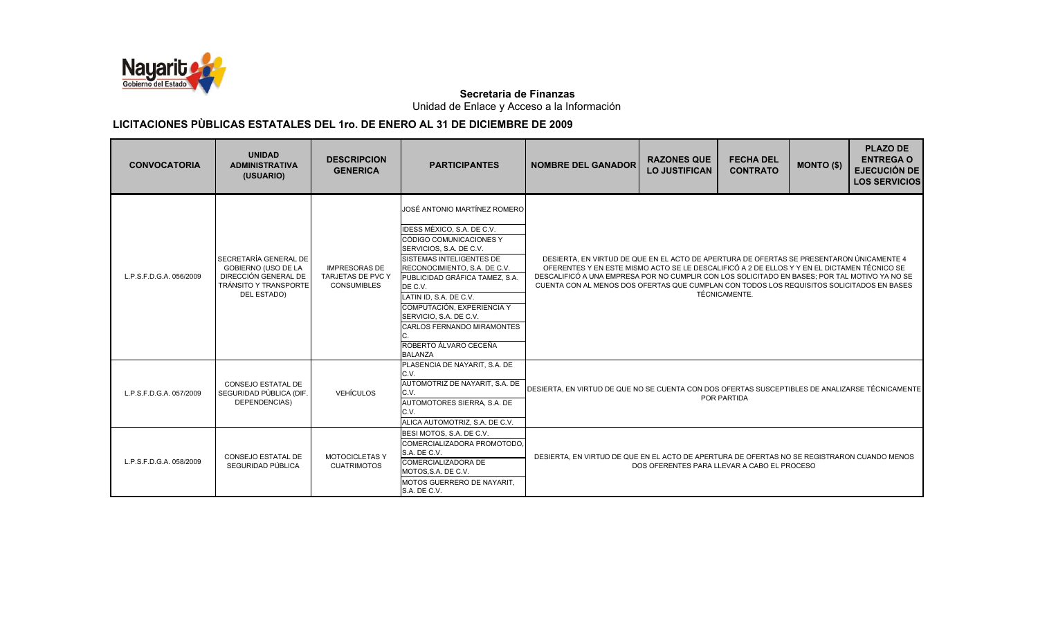**Secretaria de Finanzas**

Unidad de Enlace y Acceso a la Información

## LICITACIONES PÙBLICAS ESTATALES DEL 1ro. DE ENERO AL 31 DE DICIEMBRE DE 2009

| CONVOCATORIA | UNIDAD ADMINISTRATIVA (USUARIO) | DESCRIPCION GENERICA | PARTICIPANTES | NOMBRE DEL GANADOR | RAZONES QUE LO JUSTIFICAN | FECHA DEL CONTRATO | MONTO ($) | PLAZO DE ENTREGA O EJECUCIÓN DE LOS SERVICIOS |
|---|---|---|---|---|---|---|---|---|
| L.P.S.F.D.G.A. 056/2009 | SECRETARÍA GENERAL DE GOBIERNO (USO DE LA DIRECCIÓN GENERAL DE TRÁNSITO Y TRANSPORTE DEL ESTADO) | IMPRESORAS DE TARJETAS DE PVC Y CONSUMIBLES | JOSÉ ANTONIO MARTÍNEZ ROMERO<br>IDESS MÉXICO, S.A. DE C.V.<br>CÓDIGO COMUNICACIONES Y SERVICIOS, S.A. DE C.V.<br>SISTEMAS INTELIGENTES DE RECONOCIMIENTO, S.A. DE C.V.<br>PUBLICIDAD GRÁFICA TAMEZ, S.A. DE C.V.<br>LATIN ID, S.A. DE C.V.<br>COMPUTACIÓN, EXPERIENCIA Y SERVICIO, S.A. DE C.V.<br>CARLOS FERNANDO MIRAMONTES C.<br>ROBERTO ÁLVARO CECEÑA BALANZA | DESIERTA, EN VIRTUD DE QUE EN EL ACTO DE APERTURA DE OFERTAS SE PRESENTARON ÚNICAMENTE 4 OFERENTES Y EN ESTE MISMO ACTO SE LE DESCALIFICÓ A 2 DE ELLOS Y Y EN EL DICTAMEN TÉCNICO SE DESCALIFICÓ A UNA EMPRESA POR NO CUMPLIR CON LOS SOLICITADO EN BASES; POR TAL MOTIVO YA NO SE CUENTA CON AL MENOS DOS OFERTAS QUE CUMPLAN CON TODOS LOS REQUISITOS SOLICITADOS EN BASES TÉCNICAMENTE. | | | | |
| L.P.S.F.D.G.A. 057/2009 | CONSEJO ESTATAL DE SEGURIDAD PÚBLICA (DIF. DEPENDENCIAS) | VEHÍCULOS | PLASENCIA DE NAYARIT, S.A. DE C.V.<br>AUTOMOTRIZ DE NAYARIT, S.A. DE C.V.<br>AUTOMOTORES SIERRA, S.A. DE C.V.<br>ALICA AUTOMOTRIZ, S.A. DE C.V. | DESIERTA, EN VIRTUD DE QUE NO SE CUENTA CON DOS OFERTAS SUSCEPTIBLES DE ANALIZARSE TÉCNICAMENTE POR PARTIDA | | | | |
| L.P.S.F.D.G.A. 058/2009 | CONSEJO ESTATAL DE SEGURIDAD PÚBLICA | MOTOCICLETAS Y CUATRIMOTOS | BESI MOTOS, S.A. DE C.V.<br>COMERCIALIZADORA PROMOTODO, S.A. DE C.V.<br>COMERCIALIZADORA DE MOTOS,S.A. DE C.V.<br>MOTOS GUERRERO DE NAYARIT, S.A. DE C.V. | DESIERTA, EN VIRTUD DE QUE EN EL ACTO DE APERTURA DE OFERTAS NO SE REGISTRARON CUANDO MENOS DOS OFERENTES PARA LLEVAR A CABO EL PROCESO | | | | |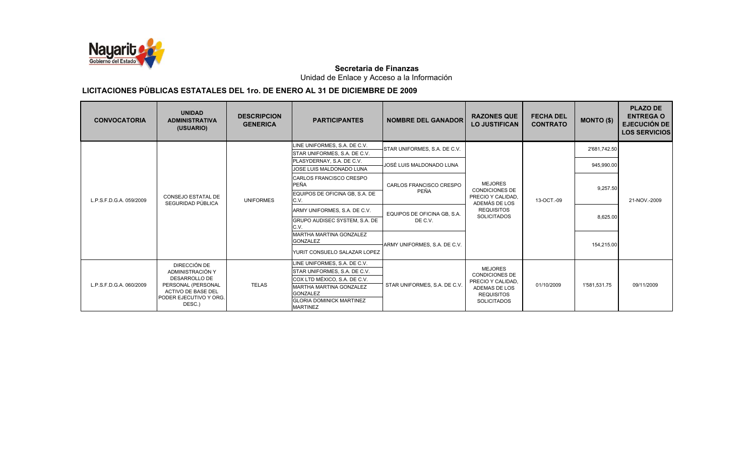**Secretaria de Finanzas**

Unidad de Enlace y Acceso a la Información

## LICITACIONES PÙBLICAS ESTATALES DEL 1ro. DE ENERO AL 31 DE DICIEMBRE DE 2009

| CONVOCATORIA | UNIDAD ADMINISTRATIVA (USUARIO) | DESCRIPCION GENERICA | PARTICIPANTES | NOMBRE DEL GANADOR | RAZONES QUE LO JUSTIFICAN | FECHA DEL CONTRATO | MONTO ($) | PLAZO DE ENTREGA O EJECUCIÓN DE LOS SERVICIOS |
|---|---|---|---|---|---|---|---|---|
| L.P.S.F.D.G.A. 059/2009 | CONSEJO ESTATAL DE SEGURIDAD PÚBLICA | UNIFORMES | LINE UNIFORMES, S.A. DE C.V. | STAR UNIFORMES, S.A. DE C.V. | MEJORES CONDICIONES DE PRECIO Y CALIDAD, ADEMÁS DE LOS REQUISITOS SOLICITADOS | 13-OCT.-09 | 2'681,742.50 | 21-NOV.-2009 |
| | | | STAR UNIFORMES, S.A. DE C.V. | | | | | |
| | | | PLASYDERNAY, S.A. DE C.V. | JOSÉ LUIS MALDONADO LUNA | | | 945,990.00 | |
| | | | JOSE LUIS MALDONADO LUNA | | | | | |
| | | | CARLOS FRANCISCO CRESPO PEÑA | CARLOS FRANCISCO CRESPO PEÑA | | | 9,257.50 | |
| | | | EQUIPOS DE OFICINA GB, S.A. DE C.V. | | | | | |
| | | | ARMY UNIFORMES, S.A. DE C.V. | EQUIPOS DE OFICINA GB, S.A. DE C.V. | | | 8,625.00 | |
| | | | GRUPO AUDISEC SYSTEM, S.A. DE C.V. | | | | | |
| | | | MARTHA MARTINA GONZALEZ GONZALEZ | ARMY UNIFORMES, S.A. DE C.V. | | | 154,215.00 | |
| | | | YURIT CONSUELO SALAZAR LOPEZ | | | | | |
| L.P.S.F.D.G.A. 060/2009 | DIRECCIÓN DE ADMINISTRACIÓN Y DESARROLLO DE PERSONAL (PERSONAL ACTIVO DE BASE DEL PODER EJECUTIVO Y ORG. DESC.) | TELAS | LINE UNIFORMES, S.A. DE C.V. | STAR UNIFORMES, S.A. DE C.V. | MEJORES CONDICIONES DE PRECIO Y CALIDAD, ADEMAS DE LOS REQUISITOS SOLICITADOS | 01/10/2009 | 1'581,531.75 | 09/11/2009 |
| | | | STAR UNIFORMES, S.A. DE C.V. | | | | | |
| | | | COX LTD MÉXICO, S.A. DE C.V. | | | | | |
| | | | MARTHA MARTINA GONZALEZ GONZALEZ | | | | | |
| | | | GLORIA DOMINICK MARTINEZ MARTINEZ | | | | | |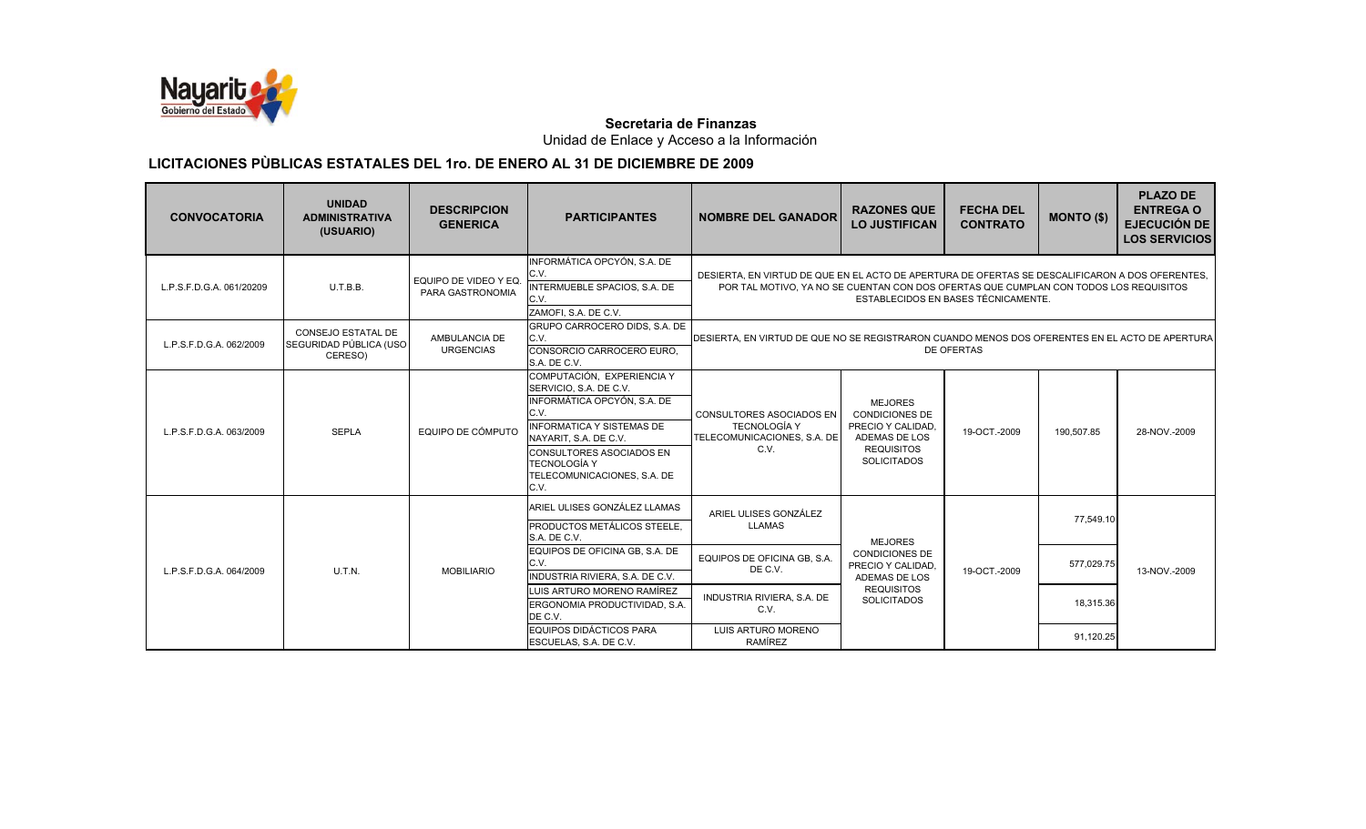**Secretaria de Finanzas**

Unidad de Enlace y Acceso a la Información

## LICITACIONES PÙBLICAS ESTATALES DEL 1ro. DE ENERO AL 31 DE DICIEMBRE DE 2009

| CONVOCATORIA | UNIDAD ADMINISTRATIVA (USUARIO) | DESCRIPCION GENERICA | PARTICIPANTES | NOMBRE DEL GANADOR | RAZONES QUE LO JUSTIFICAN | FECHA DEL CONTRATO | MONTO ($) | PLAZO DE ENTREGA O EJECUCIÓN DE LOS SERVICIOS |
|---|---|---|---|---|---|---|---|---|
| L.P.S.F.D.G.A. 061/20209 | U.T.B.B. | EQUIPO DE VIDEO Y EQ. PARA GASTRONOMIA | INFORMÁTICA OPCYÓN, S.A. DE C.V.<br>INTERMUEBLE SPACIOS, S.A. DE C.V.<br>ZAMOFI, S.A. DE C.V. | DESIERTA, EN VIRTUD DE QUE EN EL ACTO DE APERTURA DE OFERTAS SE DESCALIFICARON A DOS OFERENTES, POR TAL MOTIVO, YA NO SE CUENTAN CON DOS OFERTAS QUE CUMPLAN CON TODOS LOS REQUISITOS ESTABLECIDOS EN BASES TÉCNICAMENTE. | | | | |
| L.P.S.F.D.G.A. 062/2009 | CONSEJO ESTATAL DE SEGURIDAD PÚBLICA (USO CERESO) | AMBULANCIA DE URGENCIAS | GRUPO CARROCERO DIDS, S.A. DE C.V.<br>CONSORCIO CARROCERO EURO, S.A. DE C.V. | DESIERTA, EN VIRTUD DE QUE NO SE REGISTRARON CUANDO MENOS DOS OFERENTES EN EL ACTO DE APERTURA DE OFERTAS | | | | |
| L.P.S.F.D.G.A. 063/2009 | SEPLA | EQUIPO DE CÓMPUTO | COMPUTACIÓN, EXPERIENCIA Y SERVICIO, S.A. DE C.V.<br>INFORMÁTICA OPCYÓN, S.A. DE C.V.<br>INFORMATICA Y SISTEMAS DE NAYARIT, S.A. DE C.V.<br>CONSULTORES ASOCIADOS EN TECNOLOGÍA Y TELECOMUNICACIONES, S.A. DE C.V. | CONSULTORES ASOCIADOS EN TECNOLOGÍA Y TELECOMUNICACIONES, S.A. DE C.V. | MEJORES CONDICIONES DE PRECIO Y CALIDAD, ADEMAS DE LOS REQUISITOS SOLICITADOS | 19-OCT.-2009 | 190,507.85 | 28-NOV.-2009 |
| L.P.S.F.D.G.A. 064/2009 | U.T.N. | MOBILIARIO | ARIEL ULISES GONZÁLEZ LLAMAS<br>PRODUCTOS METÁLICOS STEELE, S.A. DE C.V. | ARIEL ULISES GONZÁLEZ LLAMAS | MEJORES CONDICIONES DE PRECIO Y CALIDAD, ADEMAS DE LOS REQUISITOS SOLICITADOS | 19-OCT.-2009 | 77,549.10 | 13-NOV.-2009 |
| | | | EQUIPOS DE OFICINA GB, S.A. DE C.V.<br>INDUSTRIA RIVIERA, S.A. DE C.V. | EQUIPOS DE OFICINA GB, S.A. DE C.V. | | | 577,029.75 | |
| | | | LUIS ARTURO MORENO RAMÍREZ<br>ERGONOMIA PRODUCTIVIDAD, S.A. DE C.V. | INDUSTRIA RIVIERA, S.A. DE C.V. | | | 18,315.36 | |
| | | | EQUIPOS DIDÁCTICOS PARA ESCUELAS, S.A. DE C.V. | LUIS ARTURO MORENO RAMÍREZ | | | 91,120.25 | |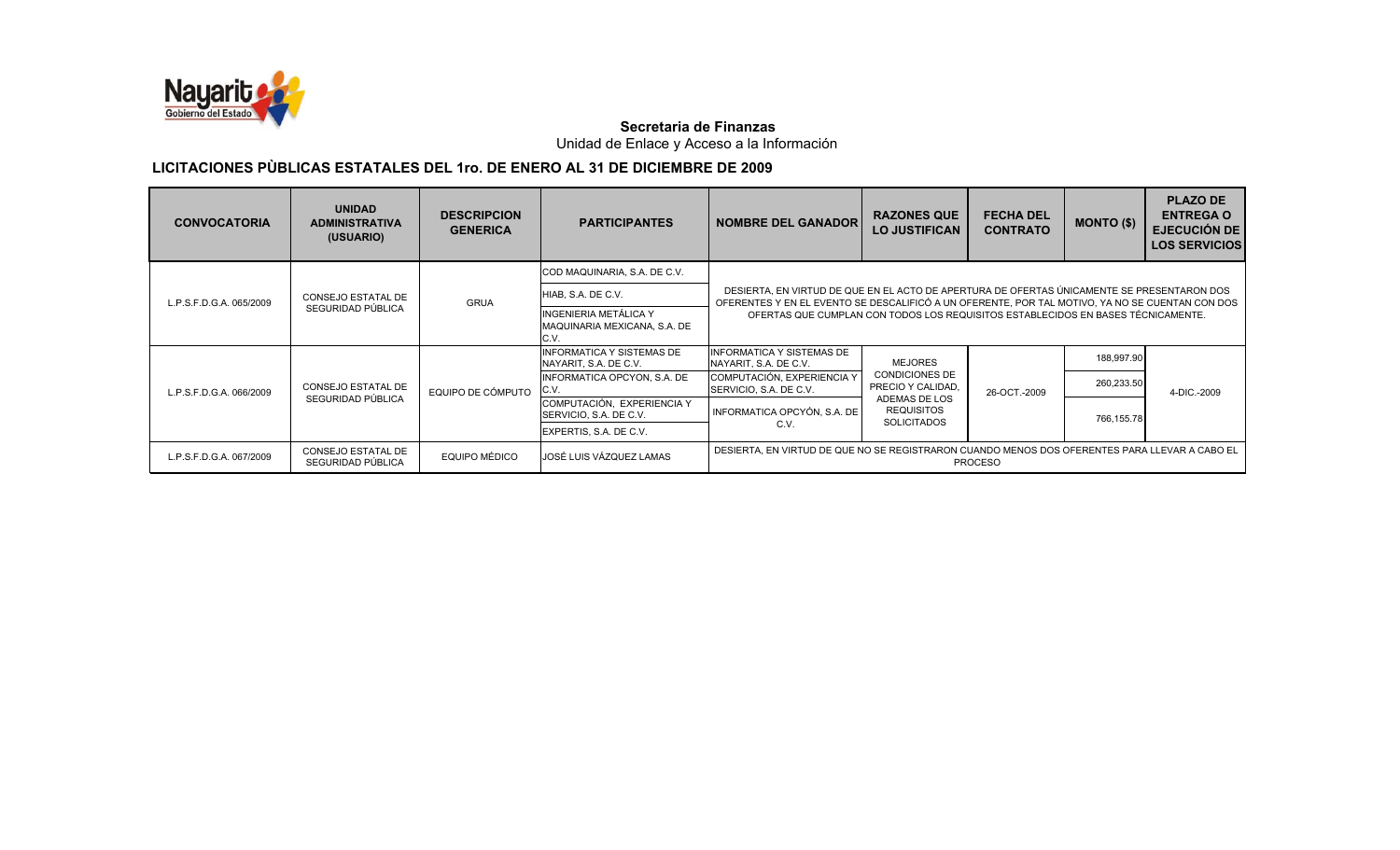**Secretaria de Finanzas**

Unidad de Enlace y Acceso a la Información

## LICITACIONES PÙBLICAS ESTATALES DEL 1ro. DE ENERO AL 31 DE DICIEMBRE DE 2009

| CONVOCATORIA | UNIDAD ADMINISTRATIVA (USUARIO) | DESCRIPCION GENERICA | PARTICIPANTES | NOMBRE DEL GANADOR | RAZONES QUE LO JUSTIFICAN | FECHA DEL CONTRATO | MONTO ($) | PLAZO DE ENTREGA O EJECUCIÓN DE LOS SERVICIOS |
|---|---|---|---|---|---|---|---|---|
| L.P.S.F.D.G.A. 065/2009 | CONSEJO ESTATAL DE SEGURIDAD PÚBLICA | GRUA | COD MAQUINARIA, S.A. DE C.V. | DESIERTA, EN VIRTUD DE QUE EN EL ACTO DE APERTURA DE OFERTAS ÚNICAMENTE SE PRESENTARON DOS OFERENTES Y EN EL EVENTO SE DESCALIFICÓ A UN OFERENTE, POR TAL MOTIVO, YA NO SE CUENTAN CON DOS OFERTAS QUE CUMPLAN CON TODOS LOS REQUISITOS ESTABLECIDOS EN BASES TÉCNICAMENTE. | | | | |
| | | | HIAB, S.A. DE C.V. | | | | | |
| | | | INGENIERIA METÁLICA Y MAQUINARIA MEXICANA, S.A. DE C.V. | | | | | |
| L.P.S.F.D.G.A. 066/2009 | CONSEJO ESTATAL DE SEGURIDAD PÚBLICA | EQUIPO DE CÓMPUTO | INFORMATICA Y SISTEMAS DE NAYARIT, S.A. DE C.V. | INFORMATICA Y SISTEMAS DE NAYARIT, S.A. DE C.V. | MEJORES CONDICIONES DE PRECIO Y CALIDAD, ADEMAS DE LOS REQUISITOS SOLICITADOS | 26-OCT.-2009 | 188,997.90 | 4-DIC.-2009 |
| | | | INFORMATICA OPCYON, S.A. DE C.V. | COMPUTACIÓN, EXPERIENCIA Y SERVICIO, S.A. DE C.V. | | | 260,233.50 | |
| | | | COMPUTACIÓN, EXPERIENCIA Y SERVICIO, S.A. DE C.V. | INFORMATICA OPCYÓN, S.A. DE C.V. | | | 766,155.78 | |
| | | | EXPERTIS, S.A. DE C.V. | | | | | |
| L.P.S.F.D.G.A. 067/2009 | CONSEJO ESTATAL DE SEGURIDAD PÚBLICA | EQUIPO MÉDICO | JOSÉ LUIS VÁZQUEZ LAMAS | DESIERTA, EN VIRTUD DE QUE NO SE REGISTRARON CUANDO MENOS DOS OFERENTES PARA LLEVAR A CABO EL PROCESO | | | | |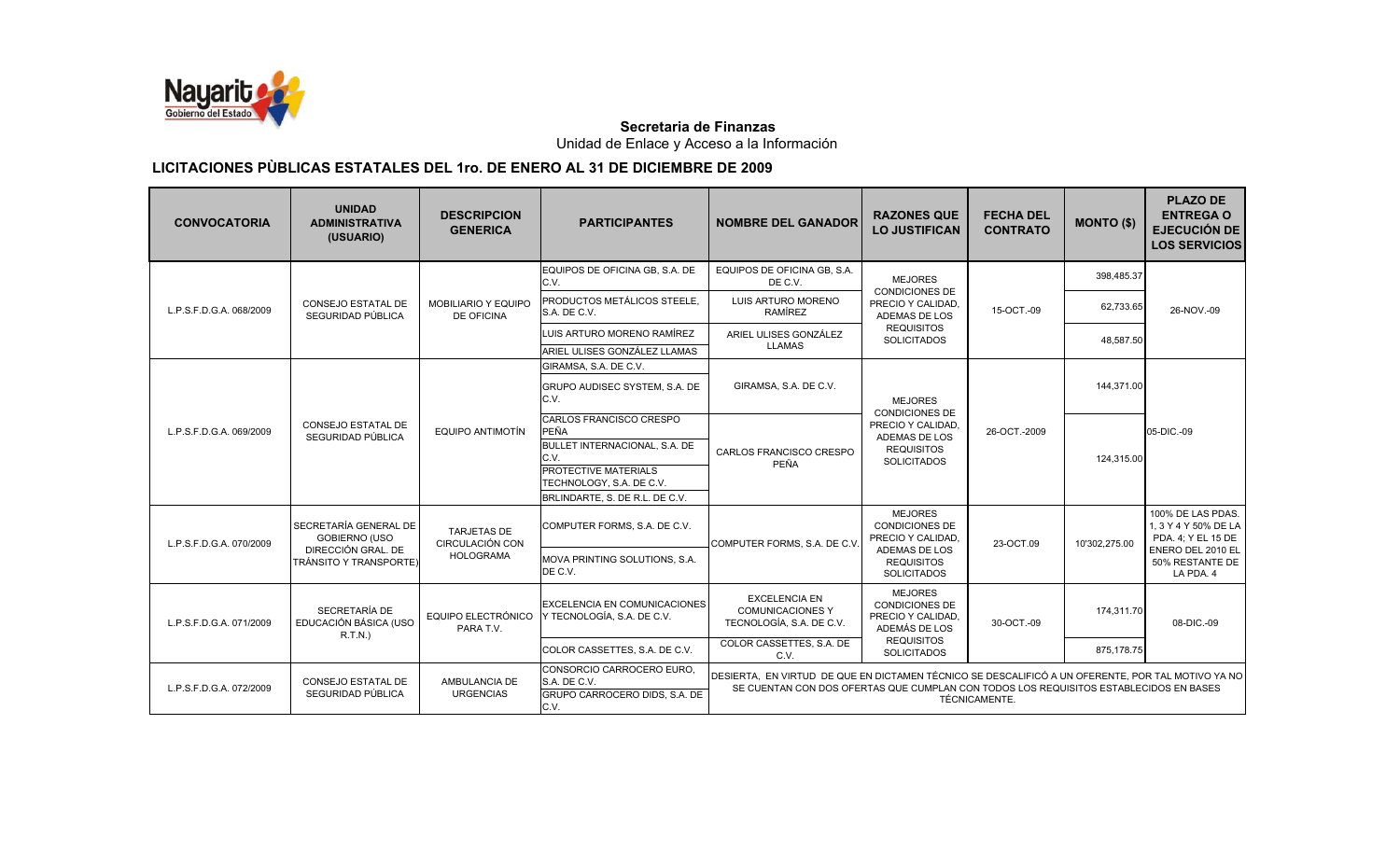Nayarit
Gobierno del Estado

**Secretaria de Finanzas**
Unidad de Enlace y Acceso a la Información

## LICITACIONES PÙBLICAS ESTATALES DEL 1ro. DE ENERO AL 31 DE DICIEMBRE DE 2009

| CONVOCATORIA | UNIDAD ADMINISTRATIVA (USUARIO) | DESCRIPCION GENERICA | PARTICIPANTES | NOMBRE DEL GANADOR | RAZONES QUE LO JUSTIFICAN | FECHA DEL CONTRATO | MONTO ($) | PLAZO DE ENTREGA O EJECUCIÓN DE LOS SERVICIOS |
|---|---|---|---|---|---|---|---|---|
| L.P.S.F.D.G.A. 068/2009 | CONSEJO ESTATAL DE SEGURIDAD PÚBLICA | MOBILIARIO Y EQUIPO DE OFICINA | EQUIPOS DE OFICINA GB, S.A. DE C.V. | EQUIPOS DE OFICINA GB, S.A. DE C.V. | MEJORES CONDICIONES DE PRECIO Y CALIDAD, ADEMAS DE LOS REQUISITOS SOLICITADOS | 15-OCT.-09 | 398,485.37 | 26-NOV.-09 |
| | | | PRODUCTOS METÁLICOS STEELE, S.A. DE C.V. | LUIS ARTURO MORENO RAMÍREZ | | | 62,733.65 | |
| | | | LUIS ARTURO MORENO RAMÍREZ | ARIEL ULISES GONZÁLEZ LLAMAS | | | 48,587.50 | |
| | | | ARIEL ULISES GONZÁLEZ LLAMAS | | | | | |
| L.P.S.F.D.G.A. 069/2009 | CONSEJO ESTATAL DE SEGURIDAD PÚBLICA | EQUIPO ANTIMOTÍN | GIRAMSA, S.A. DE C.V. | GIRAMSA, S.A. DE C.V. | MEJORES CONDICIONES DE PRECIO Y CALIDAD, ADEMAS DE LOS REQUISITOS SOLICITADOS | 26-OCT.-2009 | 144,371.00 | 05-DIC.-09 |
| | | | GRUPO AUDISEC SYSTEM, S.A. DE C.V. | | | | | |
| | | | CARLOS FRANCISCO CRESPO PEÑA | CARLOS FRANCISCO CRESPO PEÑA | | | 124,315.00 | |
| | | | BULLET INTERNACIONAL, S.A. DE C.V. | | | | | |
| | | | PROTECTIVE MATERIALS TECHNOLOGY, S.A. DE C.V. | | | | | |
| | | | BRLINDARTE, S. DE R.L. DE C.V. | | | | | |
| L.P.S.F.D.G.A. 070/2009 | SECRETARÍA GENERAL DE GOBIERNO (USO DIRECCIÓN GRAL. DE TRÁNSITO Y TRANSPORTE) | TARJETAS DE CIRCULACIÓN CON HOLOGRAMA | COMPUTER FORMS, S.A. DE C.V. | COMPUTER FORMS, S.A. DE C.V. | MEJORES CONDICIONES DE PRECIO Y CALIDAD, ADEMAS DE LOS REQUISITOS SOLICITADOS | 23-OCT.09 | 10'302,275.00 | 100% DE LAS PDAS. 1, 3 Y 4 Y 50% DE LA PDA. 4; Y EL 15 DE ENERO DEL 2010 EL 50% RESTANTE DE LA PDA. 4 |
| | | | MOVA PRINTING SOLUTIONS, S.A. DE C.V. | | | | | |
| L.P.S.F.D.G.A. 071/2009 | SECRETARÍA DE EDUCACIÓN BÁSICA (USO R.T.N.) | EQUIPO ELECTRÓNICO PARA T.V. | EXCELENCIA EN COMUNICACIONES Y TECNOLOGÍA, S.A. DE C.V. | EXCELENCIA EN COMUNICACIONES Y TECNOLOGÍA, S.A. DE C.V. | MEJORES CONDICIONES DE PRECIO Y CALIDAD, ADEMÁS DE LOS REQUISITOS SOLICITADOS | 30-OCT.-09 | 174,311.70 | 08-DIC.-09 |
| | | | COLOR CASSETTES, S.A. DE C.V. | COLOR CASSETTES, S.A. DE C.V. | | | 875,178.75 | |
| L.P.S.F.D.G.A. 072/2009 | CONSEJO ESTATAL DE SEGURIDAD PÚBLICA | AMBULANCIA DE URGENCIAS | CONSORCIO CARROCERO EURO, S.A. DE C.V. | DESIERTA, EN VIRTUD DE QUE EN DICTAMEN TÉCNICO SE DESCALIFICÓ A UN OFERENTE, POR TAL MOTIVO YA NO SE CUENTAN CON DOS OFERTAS QUE CUMPLAN CON TODOS LOS REQUISITOS ESTABLECIDOS EN BASES TÉCNICAMENTE. | | | | |
| | | | GRUPO CARROCERO DIDS, S.A. DE C.V. | | | | | |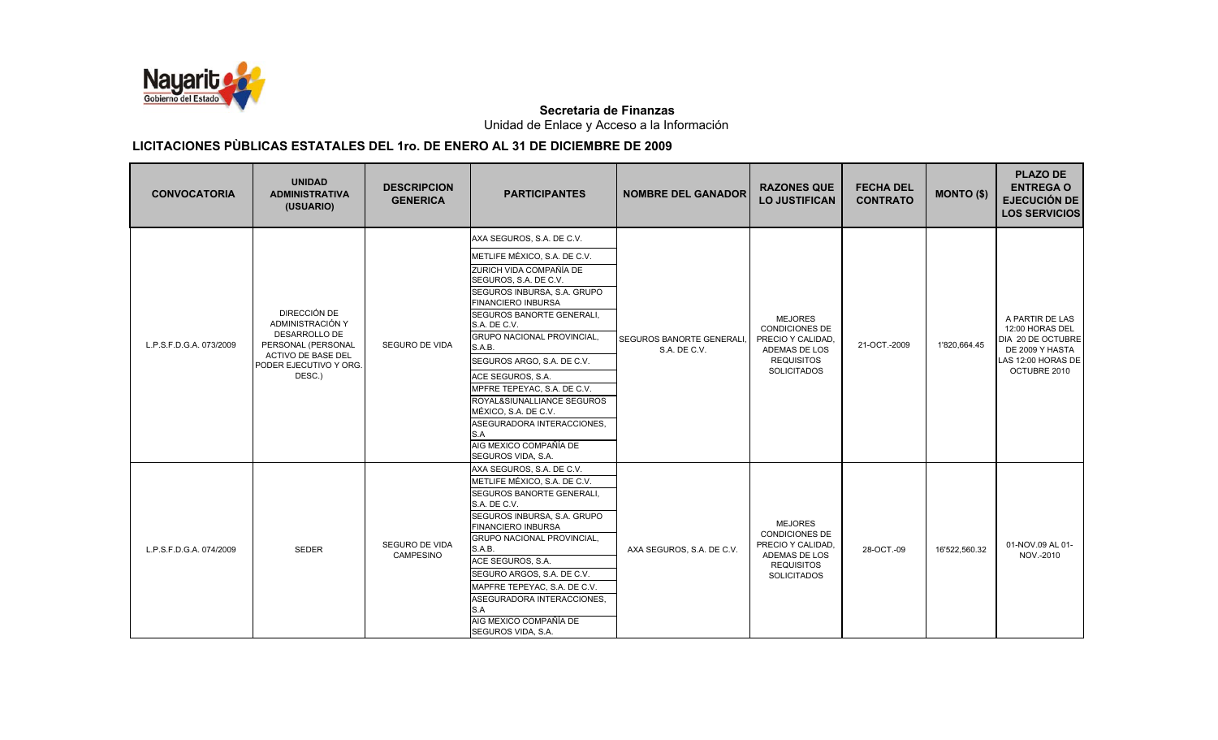**Secretaria de Finanzas**

Unidad de Enlace y Acceso a la Información

## LICITACIONES PÙBLICAS ESTATALES DEL 1ro. DE ENERO AL 31 DE DICIEMBRE DE 2009

| CONVOCATORIA | UNIDAD ADMINISTRATIVA (USUARIO) | DESCRIPCION GENERICA | PARTICIPANTES | NOMBRE DEL GANADOR | RAZONES QUE LO JUSTIFICAN | FECHA DEL CONTRATO | MONTO ($) | PLAZO DE ENTREGA O EJECUCIÓN DE LOS SERVICIOS |
|---|---|---|---|---|---|---|---|---|
| L.P.S.F.D.G.A. 073/2009 | DIRECCIÓN DE ADMINISTRACIÓN Y DESARROLLO DE PERSONAL (PERSONAL ACTIVO DE BASE DEL PODER EJECUTIVO Y ORG. DESC.) | SEGURO DE VIDA | AXA SEGUROS, S.A. DE C.V.<br>METLIFE MÉXICO, S.A. DE C.V.<br>ZURICH VIDA COMPAÑÍA DE SEGUROS, S.A. DE C.V.<br>SEGUROS INBURSA, S.A. GRUPO FINANCIERO INBURSA<br>SEGUROS BANORTE GENERALI, S.A. DE C.V.<br>GRUPO NACIONAL PROVINCIAL, S.A.B.<br>SEGUROS ARGO, S.A. DE C.V.<br>ACE SEGUROS, S.A.<br>MPFRE TEPEYAC, S.A. DE C.V.<br>ROYAL&SIUNALLIANCE SEGUROS MÉXICO, S.A. DE C.V.<br>ASEGURADORA INTERACCIONES, S.A<br>AIG MEXICO COMPAÑÍA DE SEGUROS VIDA, S.A. | SEGUROS BANORTE GENERALI, S.A. DE C.V. | MEJORES CONDICIONES DE PRECIO Y CALIDAD, ADEMAS DE LOS REQUISITOS SOLICITADOS | 21-OCT.-2009 | 1'820,664.45 | A PARTIR DE LAS 12:00 HORAS DEL DIA 20 DE OCTUBRE DE 2009 Y HASTA LAS 12:00 HORAS DE OCTUBRE 2010 |
| L.P.S.F.D.G.A. 074/2009 | SEDER | SEGURO DE VIDA CAMPESINO | AXA SEGUROS, S.A. DE C.V.<br>METLIFE MÉXICO, S.A. DE C.V.<br>SEGUROS BANORTE GENERALI, S.A. DE C.V.<br>SEGUROS INBURSA, S.A. GRUPO FINANCIERO INBURSA<br>GRUPO NACIONAL PROVINCIAL, S.A.B.<br>ACE SEGUROS, S.A.<br>SEGURO ARGOS, S.A. DE C.V.<br>MAPFRE TEPEYAC, S.A. DE C.V.<br>ASEGURADORA INTERACCIONES, S.A<br>AIG MEXICO COMPAÑÍA DE SEGUROS VIDA, S.A. | AXA SEGUROS, S.A. DE C.V. | MEJORES CONDICIONES DE PRECIO Y CALIDAD, ADEMAS DE LOS REQUISITOS SOLICITADOS | 28-OCT.-09 | 16'522,560.32 | 01-NOV.09 AL 01-NOV.-2010 |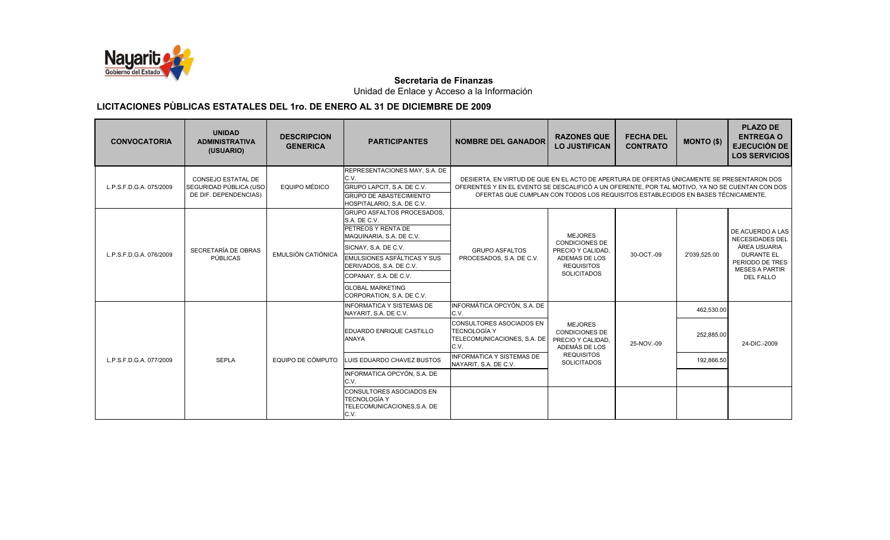**Secretaria de Finanzas**

Unidad de Enlace y Acceso a la Información

## LICITACIONES PÙBLICAS ESTATALES DEL 1ro. DE ENERO AL 31 DE DICIEMBRE DE 2009

| CONVOCATORIA | UNIDAD ADMINISTRATIVA (USUARIO) | DESCRIPCION GENERICA | PARTICIPANTES | NOMBRE DEL GANADOR | RAZONES QUE LO JUSTIFICAN | FECHA DEL CONTRATO | MONTO ($) | PLAZO DE ENTREGA O EJECUCIÓN DE LOS SERVICIOS |
|---|---|---|---|---|---|---|---|---|
| L.P.S.F.D.G.A. 075/2009 | CONSEJO ESTATAL DE SEGURIDAD PÚBLICA (USO DE DIF. DEPENDENCIAS) | EQUIPO MÉDICO | REPRESENTACIONES MAY, S.A. DE C.V. | DESIERTA, EN VIRTUD DE QUE EN EL ACTO DE APERTURA DE OFERTAS ÚNICAMENTE SE PRESENTARON DOS OFERENTES Y EN EL EVENTO SE DESCALIFICÓ A UN OFERENTE, POR TAL MOTIVO, YA NO SE CUENTAN CON DOS OFERTAS QUE CUMPLAN CON TODOS LOS REQUISITOS ESTABLECIDOS EN BASES TÉCNICAMENTE. | | | | |
| | | | GRUPO LAPCIT, S.A. DE C.V. | | | | | |
| | | | GRUPO DE ABASTECIMIENTO HOSPITALARIO, S.A. DE C.V. | | | | | |
| L.P.S.F.D.G.A. 076/2009 | SECRETARÍA DE OBRAS PÚBLICAS | EMULSIÓN CATIÓNICA | GRUPO ASFALTOS PROCESADOS, S.A. DE C.V. | GRUPO ASFALTOS PROCESADOS, S.A. DE C.V. | MEJORES CONDICIONES DE PRECIO Y CALIDAD, ADEMAS DE LOS REQUISITOS SOLICITADOS | 30-OCT.-09 | 2'039,525.00 | DE ACUERDO A LAS NECESIDADES DEL ÁREA USUARIA DURANTE EL PERIODO DE TRES MESES A PARTIR DEL FALLO |
| | | | PETREOS Y RENTA DE MAQUINARIA, S.A. DE C.V. | | | | | |
| | | | SICNAY, S.A. DE C.V. | | | | | |
| | | | EMULSIONES ASFÁLTICAS Y SUS DERIVADOS, S.A. DE C.V. | | | | | |
| | | | COPANAY, S.A. DE C.V. | | | | | |
| | | | GLOBAL MARKETING CORPORATION, S.A. DE C.V. | | | | | |
| L.P.S.F.D.G.A. 077/2009 | SEPLA | EQUIPO DE CÓMPUTO | INFORMATICA Y SISTEMAS DE NAYARIT, S.A. DE C.V. | INFORMÁTICA OPCYÓN, S.A. DE C.V. | MEJORES CONDICIONES DE PRECIO Y CALIDAD, ADEMÁS DE LOS REQUISITOS SOLICITADOS | 25-NOV.-09 | 462,530.00 | 24-DIC.-2009 |
| | | | EDUARDO ENRIQUE CASTILLO ANAYA | CONSULTORES ASOCIADOS EN TECNOLOGÍA Y TELECOMUNICACIONES, S.A. DE C.V. | | | 252,885.00 | |
| | | | LUIS EDUARDO CHAVEZ BUSTOS | INFORMATICA Y SISTEMAS DE NAYARIT, S.A. DE C.V. | | | 192,866.50 | |
| | | | INFORMATICA OPCYÓN, S.A. DE C.V. | | | | | |
| | | | CONSULTORES ASOCIADOS EN TECNOLOGÍA Y TELECOMUNICACIONES,S.A. DE C.V. | | | | | |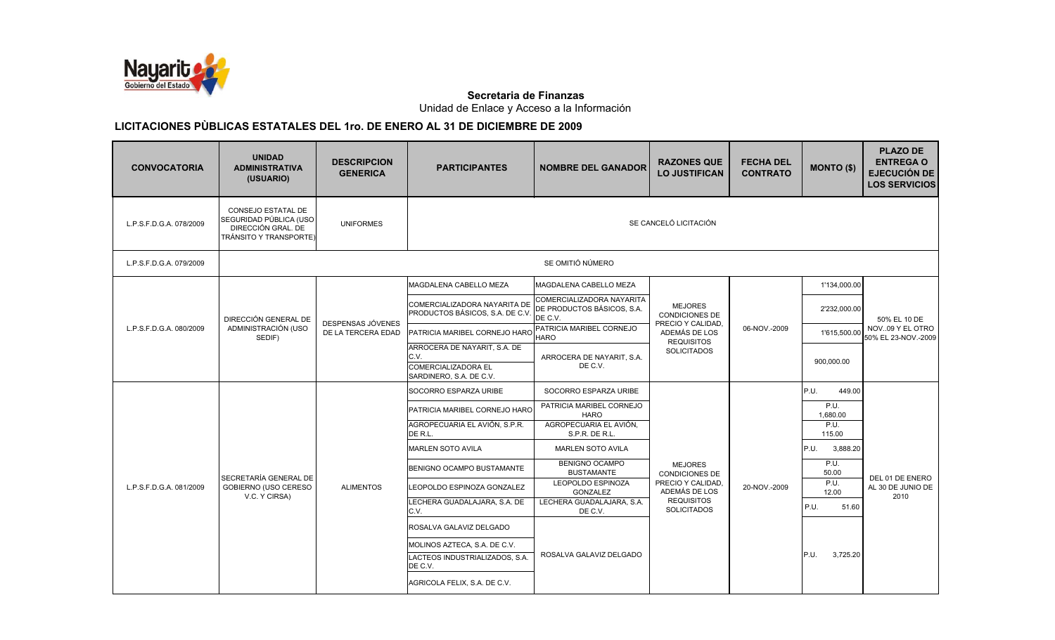**Secretaria de Finanzas**

Unidad de Enlace y Acceso a la Información

**LICITACIONES PÙBLICAS ESTATALES DEL 1ro. DE ENERO AL 31 DE DICIEMBRE DE 2009**

| CONVOCATORIA | UNIDAD ADMINISTRATIVA (USUARIO) | DESCRIPCION GENERICA | PARTICIPANTES | NOMBRE DEL GANADOR | RAZONES QUE LO JUSTIFICAN | FECHA DEL CONTRATO | MONTO ($) | PLAZO DE ENTREGA O EJECUCIÓN DE LOS SERVICIOS |
|---|---|---|---|---|---|---|---|---|
| L.P.S.F.D.G.A. 078/2009 | CONSEJO ESTATAL DE SEGURIDAD PÚBLICA (USO DIRECCIÓN GRAL. DE TRÁNSITO Y TRANSPORTE) | UNIFORMES | SE CANCELÓ LICITACIÓN | | | | | |
| L.P.S.F.D.G.A. 079/2009 | SE OMITIÓ NÚMERO | | | | | | | |
| L.P.S.F.D.G.A. 080/2009 | DIRECCIÓN GENERAL DE ADMINISTRACIÓN (USO SEDIF) | DESPENSAS JÓVENES DE LA TERCERA EDAD | MAGDALENA CABELLO MEZA | MAGDALENA CABELLO MEZA | MEJORES CONDICIONES DE PRECIO Y CALIDAD, ADEMÁS DE LOS REQUISITOS SOLICITADOS | 06-NOV.-2009 | 1'134,000.00 | 50% EL 10 DE NOV..09 Y EL OTRO 50% EL 23-NOV.-2009 |
| | | | COMERCIALIZADORA NAYARITA DE PRODUCTOS BÁSICOS, S.A. DE C.V. | COMERCIALIZADORA NAYARITA DE PRODUCTOS BÁSICOS, S.A. DE C.V. | | | 2'232,000.00 | |
| | | | PATRICIA MARIBEL CORNEJO HARO | PATRICIA MARIBEL CORNEJO HARO | | | 1'615,500.00 | |
| | | | ARROCERA DE NAYARIT, S.A. DE C.V. | ARROCERA DE NAYARIT, S.A. DE C.V. | | | 900,000.00 | |
| | | | COMERCIALIZADORA EL SARDINERO, S.A. DE C.V. | | | | | |
| L.P.S.F.D.G.A. 081/2009 | SECRETARÍA GENERAL DE GOBIERNO (USO CERESO V.C. Y CIRSA) | ALIMENTOS | SOCORRO ESPARZA URIBE | SOCORRO ESPARZA URIBE | MEJORES CONDICIONES DE PRECIO Y CALIDAD, ADEMÁS DE LOS REQUISITOS SOLICITADOS | 20-NOV.-2009 | P.U. 449.00 | DEL 01 DE ENERO AL 30 DE JUNIO DE 2010 |
| | | | PATRICIA MARIBEL CORNEJO HARO | PATRICIA MARIBEL CORNEJO HARO | | | P.U. 1,680.00 | |
| | | | AGROPECUARIA EL AVIÓN, S.P.R. DE R.L. | AGROPECUARIA EL AVIÓN, S.P.R. DE R.L. | | | P.U. 115.00 | |
| | | | MARLEN SOTO AVILA | MARLEN SOTO AVILA | | | P.U. 3,888.20 | |
| | | | BENIGNO OCAMPO BUSTAMANTE | BENIGNO OCAMPO BUSTAMANTE | | | P.U. 50.00 | |
| | | | LEOPOLDO ESPINOZA GONZALEZ | LEOPOLDO ESPINOZA GONZALEZ | | | P.U. 12.00 | |
| | | | LECHERA GUADALAJARA, S.A. DE C.V. | LECHERA GUADALAJARA, S.A. DE C.V. | | | P.U. 51.60 | |
| | | | ROSALVA GALAVIZ DELGADO | ROSALVA GALAVIZ DELGADO | | | P.U. 3,725.20 | |
| | | | MOLINOS AZTECA, S.A. DE C.V. | | | | | |
| | | | LACTEOS INDUSTRIALIZADOS, S.A. DE C.V. | | | | | |
| | | | AGRICOLA FELIX, S.A. DE C.V. | | | | | |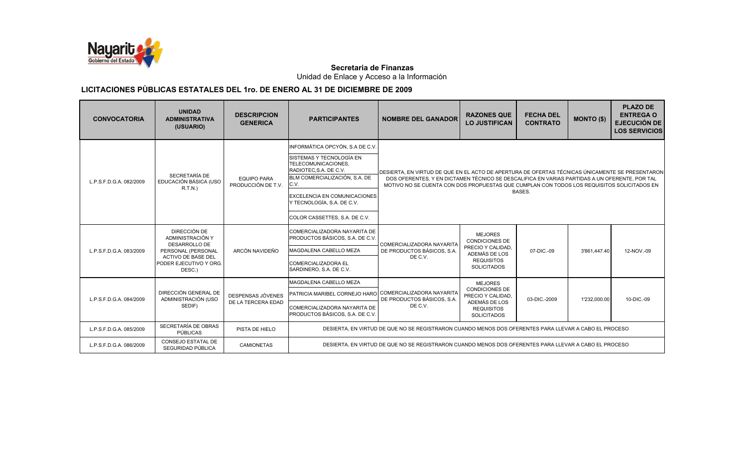**Secretaria de Finanzas**

Unidad de Enlace y Acceso a la Información

## LICITACIONES PÙBLICAS ESTATALES DEL 1ro. DE ENERO AL 31 DE DICIEMBRE DE 2009

| CONVOCATORIA | UNIDAD ADMINISTRATIVA (USUARIO) | DESCRIPCION GENERICA | PARTICIPANTES | NOMBRE DEL GANADOR | RAZONES QUE LO JUSTIFICAN | FECHA DEL CONTRATO | MONTO ($) | PLAZO DE ENTREGA O EJECUCIÓN DE LOS SERVICIOS |
|---|---|---|---|---|---|---|---|---|
| L.P.S.F.D.G.A. 082/2009 | SECRETARÍA DE EDUCACIÓN BÁSICA (USO R.T.N.) | EQUIPO PARA PRODUCCIÓN DE T.V. | INFORMÁTICA OPCYÓN, S.A DE C.V. | DESIERTA, EN VIRTUD DE QUE EN EL ACTO DE APERTURA DE OFERTAS TÉCNICAS ÚNICAMENTE SE PRESENTARON DOS OFERENTES, Y EN DICTAMEN TÉCNICO SE DESCALIFICA EN VARIAS PARTIDAS A UN OFERENTE, POR TAL MOTIVO NO SE CUENTA CON DOS PROPUESTAS QUE CUMPLAN CON TODOS LOS REQUISITOS SOLICITADOS EN BASES. | | | | |
| | | | SISTEMAS Y TECNOLOGÍA EN TELECOMUNICACIONES, RADIOTEC,S.A. DE C.V. | | | | | |
| | | | BLM COMERCIALIZACIÓN, S.A. DE C.V. | | | | | |
| | | | EXCELENCIA EN COMUNICACIONES Y TECNOLOGÍA, S.A. DE C.V. | | | | | |
| | | | COLOR CASSETTES, S.A. DE C.V. | | | | | |
| L.P.S.F.D.G.A. 083/2009 | DIRECCIÓN DE ADMINISTRACIÓN Y DESARROLLO DE PERSONAL (PERSONAL ACTIVO DE BASE DEL PODER EJECUTIVO Y ORG. DESC.) | ARCÓN NAVIDEÑO | COMERCIALIZADORA NAYARITA DE PRODUCTOS BÁSICOS, S.A. DE C.V. | COMERCIALIZADORA NAYARITA DE PRODUCTOS BÁSICOS, S.A. DE C.V. | MEJORES CONDICIONES DE PRECIO Y CALIDAD, ADEMÁS DE LOS REQUISITOS SOLICITADOS | 07-DIC.-09 | 3'861,447.40 | 12-NOV.-09 |
| | | | MAGDALENA CABELLO MEZA | | | | | |
| | | | COMERCIALIZADORA EL SARDINERO, S.A. DE C.V. | | | | | |
| L.P.S.F.D.G.A. 084/2009 | DIRECCIÓN GENERAL DE ADMINISTRACIÓN (USO SEDIF) | DESPENSAS JÓVENES DE LA TERCERA EDAD | MAGDALENA CABELLO MEZA | COMERCIALIZADORA NAYARITA DE PRODUCTOS BÁSICOS, S.A. DE C.V. | MEJORES CONDICIONES DE PRECIO Y CALIDAD, ADEMÁS DE LOS REQUISITOS SOLICITADOS | 03-DIC.-2009 | 1'232,000.00 | 10-DIC.-09 |
| | | | PATRICIA MARIBEL CORNEJO HARO | | | | | |
| | | | COMERCIALIZADORA NAYARITA DE PRODUCTOS BÁSICOS, S.A. DE C.V. | | | | | |
| L.P.S.F.D.G.A. 085/2009 | SECRETARÍA DE OBRAS PÚBLICAS | PISTA DE HIELO | DESIERTA, EN VIRTUD DE QUE NO SE REGISTRARON CUANDO MENOS DOS OFERENTES PARA LLEVAR A CABO EL PROCESO | | | | | |
| L.P.S.F.D.G.A. 086/2009 | CONSEJO ESTATAL DE SEGURIDAD PÚBLICA | CAMIONETAS | DESIERTA, EN VIRTUD DE QUE NO SE REGISTRARON CUANDO MENOS DOS OFERENTES PARA LLEVAR A CABO EL PROCESO | | | | | |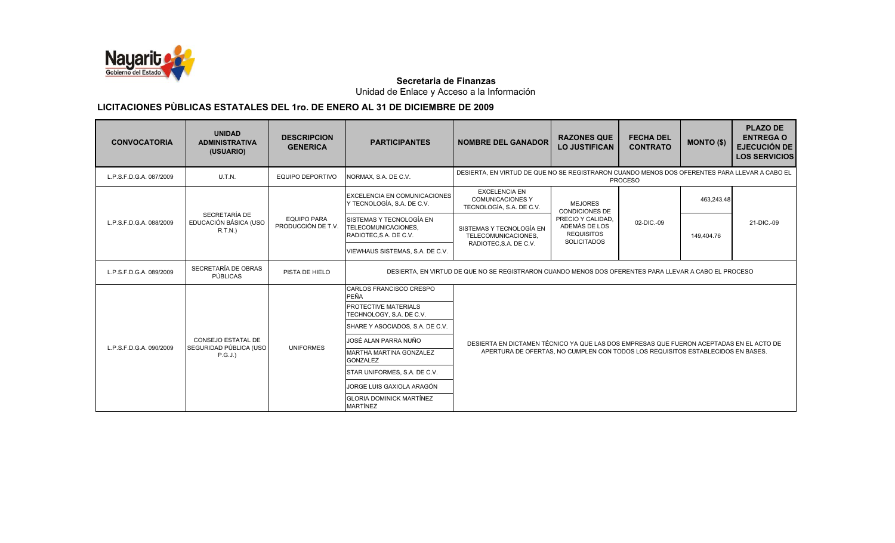**Secretaria de Finanzas**

Unidad de Enlace y Acceso a la Información

## LICITACIONES PÙBLICAS ESTATALES DEL 1ro. DE ENERO AL 31 DE DICIEMBRE DE 2009

| CONVOCATORIA | UNIDAD ADMINISTRATIVA (USUARIO) | DESCRIPCION GENERICA | PARTICIPANTES | NOMBRE DEL GANADOR | RAZONES QUE LO JUSTIFICAN | FECHA DEL CONTRATO | MONTO ($) | PLAZO DE ENTREGA O EJECUCIÓN DE LOS SERVICIOS |
|---|---|---|---|---|---|---|---|---|
| L.P.S.F.D.G.A. 087/2009 | U.T.N. | EQUIPO DEPORTIVO | NORMAX, S.A. DE C.V. | DESIERTA, EN VIRTUD DE QUE NO SE REGISTRARON CUANDO MENOS DOS OFERENTES PARA LLEVAR A CABO EL PROCESO | | | | |
| L.P.S.F.D.G.A. 088/2009 | SECRETARÍA DE EDUCACIÓN BÁSICA (USO R.T.N.) | EQUIPO PARA PRODUCCIÓN DE T.V. | EXCELENCIA EN COMUNICACIONES Y TECNOLOGÍA, S.A. DE C.V. | EXCELENCIA EN COMUNICACIONES Y TECNOLOGÍA, S.A. DE C.V. | MEJORES CONDICIONES DE PRECIO Y CALIDAD, ADEMÁS DE LOS REQUISITOS SOLICITADOS | 02-DIC.-09 | 463,243.48 | 21-DIC.-09 |
| | | | SISTEMAS Y TECNOLOGÍA EN TELECOMUNICACIONES, RADIOTEC,S.A. DE C.V. | SISTEMAS Y TECNOLOGÍA EN TELECOMUNICACIONES, RADIOTEC,S.A. DE C.V. | | | 149,404.76 | |
| | | | VIEWHAUS SISTEMAS, S.A. DE C.V. | | | | | |
| L.P.S.F.D.G.A. 089/2009 | SECRETARÍA DE OBRAS PÚBLICAS | PISTA DE HIELO | DESIERTA, EN VIRTUD DE QUE NO SE REGISTRARON CUANDO MENOS DOS OFERENTES PARA LLEVAR A CABO EL PROCESO | | | | | |
| L.P.S.F.D.G.A. 090/2009 | CONSEJO ESTATAL DE SEGURIDAD PÚBLICA (USO P.G.J.) | UNIFORMES | CARLOS FRANCISCO CRESPO PEÑA | DESIERTA EN DICTAMEN TÉCNICO YA QUE LAS DOS EMPRESAS QUE FUERON ACEPTADAS EN EL ACTO DE APERTURA DE OFERTAS, NO CUMPLEN CON TODOS LOS REQUISITOS ESTABLECIDOS EN BASES. | | | | |
| | | | PROTECTIVE MATERIALS TECHNOLOGY, S.A. DE C.V. | | | | | |
| | | | SHARE Y ASOCIADOS, S.A. DE C.V. | | | | | |
| | | | JOSÉ ALAN PARRA NUÑO | | | | | |
| | | | MARTHA MARTINA GONZALEZ GONZALEZ | | | | | |
| | | | STAR UNIFORMES, S.A. DE C.V. | | | | | |
| | | | JORGE LUIS GAXIOLA ARAGÓN | | | | | |
| | | | GLORIA DOMINICK MARTÍNEZ MARTÍNEZ | | | | | |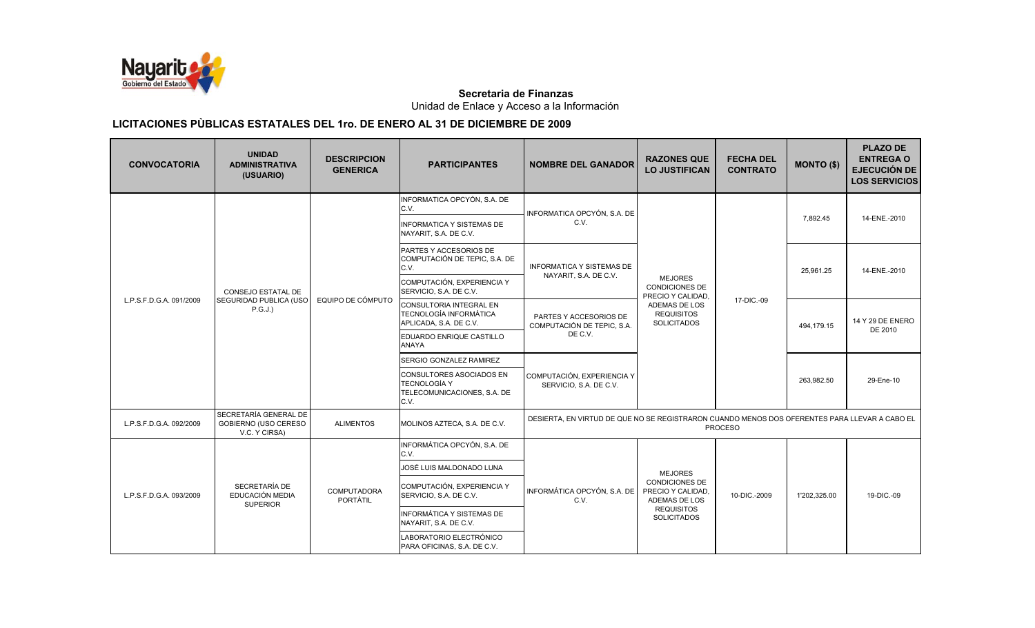**Secretaria de Finanzas**
Unidad de Enlace y Acceso a la Información

**LICITACIONES PÙBLICAS ESTATALES DEL 1ro. DE ENERO AL 31 DE DICIEMBRE DE 2009**

| CONVOCATORIA | UNIDAD ADMINISTRATIVA (USUARIO) | DESCRIPCION GENERICA | PARTICIPANTES | NOMBRE DEL GANADOR | RAZONES QUE LO JUSTIFICAN | FECHA DEL CONTRATO | MONTO ($) | PLAZO DE ENTREGA O EJECUCIÓN DE LOS SERVICIOS |
|---|---|---|---|---|---|---|---|---|
| L.P.S.F.D.G.A. 091/2009 | CONSEJO ESTATAL DE SEGURIDAD PUBLICA (USO P.G.J.) | EQUIPO DE CÓMPUTO | INFORMATICA OPCYÓN, S.A. DE C.V. | INFORMATICA OPCYÓN, S.A. DE C.V. | MEJORES CONDICIONES DE PRECIO Y CALIDAD, ADEMAS DE LOS REQUISITOS SOLICITADOS | 17-DIC.-09 | 7,892.45 | 14-ENE.-2010 |
| | | | INFORMATICA Y SISTEMAS DE NAYARIT, S.A. DE C.V. | | | | | |
| | | | PARTES Y ACCESORIOS DE COMPUTACIÓN DE TEPIC, S.A. DE C.V. | INFORMATICA Y SISTEMAS DE NAYARIT, S.A. DE C.V. | | | 25,961.25 | 14-ENE.-2010 |
| | | | COMPUTACIÓN, EXPERIENCIA Y SERVICIO, S.A. DE C.V. | | | | | |
| | | | CONSULTORIA INTEGRAL EN TECNOLOGÍA INFORMÁTICA APLICADA, S.A. DE C.V. | PARTES Y ACCESORIOS DE COMPUTACIÓN DE TEPIC, S.A. DE C.V. | | | 494,179.15 | 14 Y 29 DE ENERO DE 2010 |
| | | | EDUARDO ENRIQUE CASTILLO ANAYA | | | | | |
| | | | SERGIO GONZALEZ RAMIREZ | COMPUTACIÓN, EXPERIENCIA Y SERVICIO, S.A. DE C.V. | | | 263,982.50 | 29-Ene-10 |
| | | | CONSULTORES ASOCIADOS EN TECNOLOGÍA Y TELECOMUNICACIONES, S.A. DE C.V. | | | | | |
| L.P.S.F.D.G.A. 092/2009 | SECRETARÍA GENERAL DE GOBIERNO (USO CERESO V.C. Y CIRSA) | ALIMENTOS | MOLINOS AZTECA, S.A. DE C.V. | DESIERTA, EN VIRTUD DE QUE NO SE REGISTRARON CUANDO MENOS DOS OFERENTES PARA LLEVAR A CABO EL PROCESO | | | | |
| L.P.S.F.D.G.A. 093/2009 | SECRETARÍA DE EDUCACIÓN MEDIA SUPERIOR | COMPUTADORA PORTÁTIL | INFORMÁTICA OPCYÓN, S.A. DE C.V. | INFORMÁTICA OPCYÓN, S.A. DE C.V. | MEJORES CONDICIONES DE PRECIO Y CALIDAD, ADEMAS DE LOS REQUISITOS SOLICITADOS | 10-DIC.-2009 | 1'202,325.00 | 19-DIC.-09 |
| | | | JOSÉ LUIS MALDONADO LUNA | | | | | |
| | | | COMPUTACIÓN, EXPERIENCIA Y SERVICIO, S.A. DE C.V. | | | | | |
| | | | INFORMÁTICA Y SISTEMAS DE NAYARIT, S.A. DE C.V. | | | | | |
| | | | LABORATORIO ELECTRÓNICO PARA OFICINAS, S.A. DE C.V. | | | | | |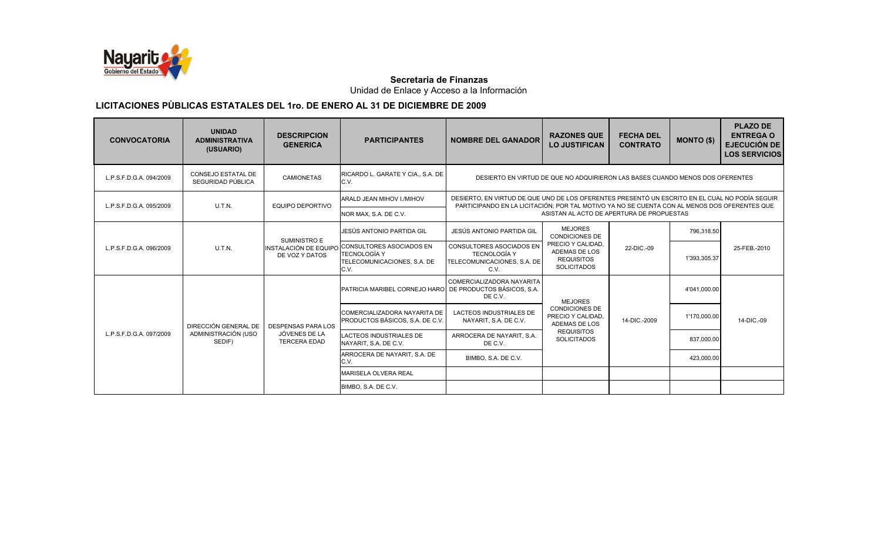**Secretaria de Finanzas**

Unidad de Enlace y Acceso a la Información

## LICITACIONES PÙBLICAS ESTATALES DEL 1ro. DE ENERO AL 31 DE DICIEMBRE DE 2009

| CONVOCATORIA | UNIDAD ADMINISTRATIVA (USUARIO) | DESCRIPCION GENERICA | PARTICIPANTES | NOMBRE DEL GANADOR | RAZONES QUE LO JUSTIFICAN | FECHA DEL CONTRATO | MONTO ($) | PLAZO DE ENTREGA O EJECUCIÓN DE LOS SERVICIOS |
|---|---|---|---|---|---|---|---|---|
| L.P.S.F.D.G.A. 094/2009 | CONSEJO ESTATAL DE SEGURIDAD PÚBLICA | CAMIONETAS | RICARDO L. GARATE Y CIA., S.A. DE C.V. | DESIERTO EN VIRTUD DE QUE NO ADQUIRIERON LAS BASES CUANDO MENOS DOS OFERENTES | | | | |
| L.P.S.F.D.G.A. 095/2009 | U.T.N. | EQUIPO DEPORTIVO | ARALD JEAN MIHOV I./MIHOV | DESIERTO, EN VIRTUD DE QUE UNO DE LOS OFERENTES PRESENTÓ UN ESCRITO EN EL CUAL NO PODÍA SEGUIR PARTICIPANDO EN LA LICITACIÓN; POR TAL MOTIVO YA NO SE CUENTA CON AL MENOS DOS OFERENTES QUE ASISTAN AL ACTO DE APERTURA DE PROPUESTAS | | | | |
| | | | NOR MAX, S.A. DE C.V. | | | | | |
| L.P.S.F.D.G.A. 096/2009 | U.T.N. | SUMINISTRO E INSTALACIÓN DE EQUIPO DE VOZ Y DATOS | JESÚS ANTONIO PARTIDA GIL | JESÚS ANTONIO PARTIDA GIL | MEJORES CONDICIONES DE PRECIO Y CALIDAD, ADEMAS DE LOS REQUISITOS SOLICITADOS | 22-DIC.-09 | 796,318.50 | 25-FEB.-2010 |
| | | | CONSULTORES ASOCIADOS EN TECNOLOGÍA Y TELECOMUNICACIONES, S.A. DE C.V. | CONSULTORES ASOCIADOS EN TECNOLOGÍA Y TELECOMUNICACIONES, S.A. DE C.V. | | | 1'393,305.37 | |
| L.P.S.F.D.G.A. 097/2009 | DIRECCIÓN GENERAL DE ADMINISTRACIÓN (USO SEDIF) | DESPENSAS PARA LOS JÓVENES DE LA TERCERA EDAD | PATRICIA MARIBEL CORNEJO HARO | COMERCIALIZADORA NAYARITA DE PRODUCTOS BÁSICOS, S.A. DE C.V. | MEJORES CONDICIONES DE PRECIO Y CALIDAD, ADEMAS DE LOS REQUISITOS SOLICITADOS | 14-DIC.-2009 | 4'041,000.00 | 14-DIC.-09 |
| | | | COMERCIALIZADORA NAYARITA DE PRODUCTOS BÁSICOS, S.A. DE C.V. | LACTEOS INDUSTRIALES DE NAYARIT, S.A. DE C.V. | | | 1'170,000.00 | |
| | | | LACTEOS INDUSTRIALES DE NAYARIT, S.A. DE C.V. | ARROCERA DE NAYARIT, S.A. DE C.V. | | | 837,000.00 | |
| | | | ARROCERA DE NAYARIT, S.A. DE C.V. | BIMBO, S.A. DE C.V. | | | 423,000.00 | |
| | | | MARISELA OLVERA REAL | | | | | |
| | | | BIMBO, S.A. DE C.V. | | | | | |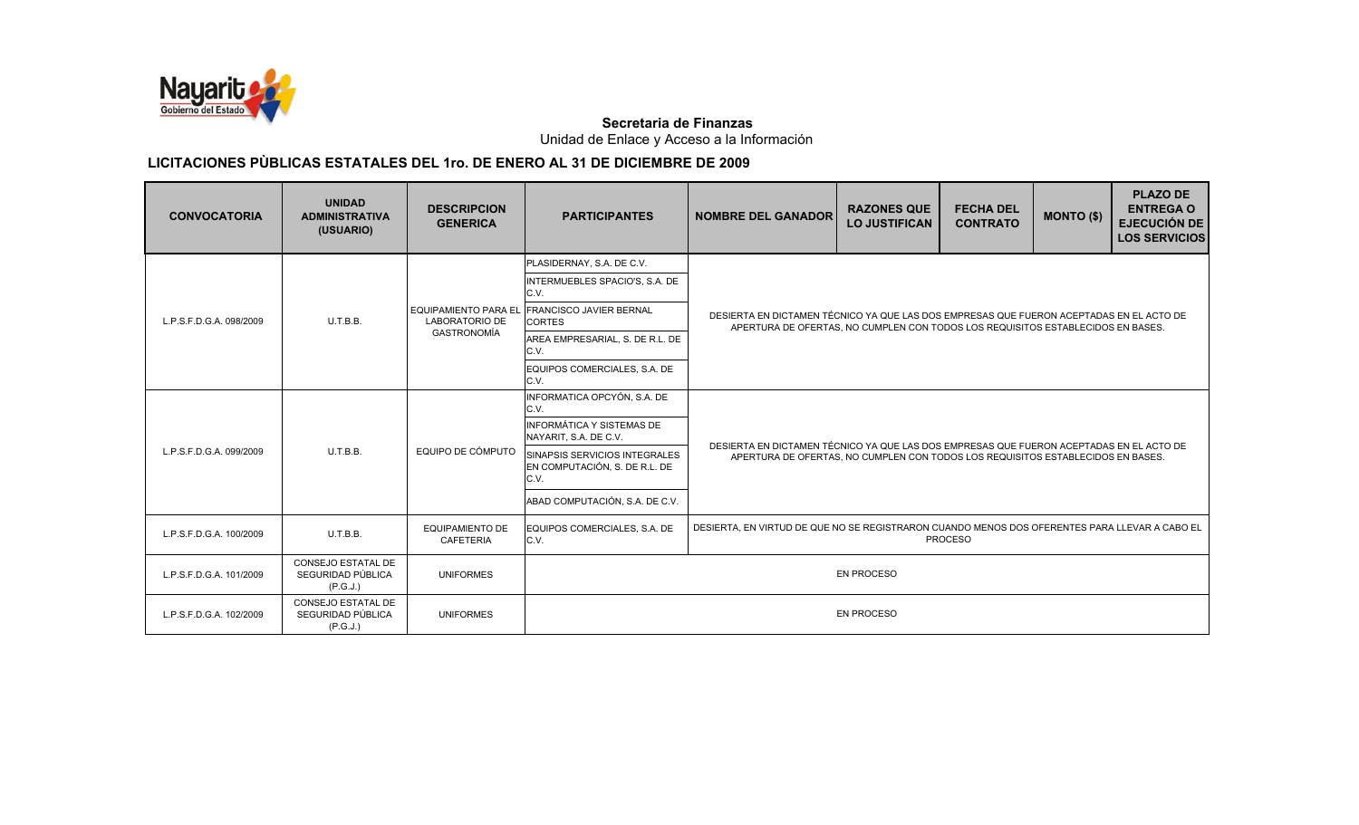**Secretaria de Finanzas**

Unidad de Enlace y Acceso a la Información

## LICITACIONES PÙBLICAS ESTATALES DEL 1ro. DE ENERO AL 31 DE DICIEMBRE DE 2009

| CONVOCATORIA | UNIDAD ADMINISTRATIVA (USUARIO) | DESCRIPCION GENERICA | PARTICIPANTES | NOMBRE DEL GANADOR | RAZONES QUE LO JUSTIFICAN | FECHA DEL CONTRATO | MONTO ($) | PLAZO DE ENTREGA O EJECUCIÓN DE LOS SERVICIOS |
|---|---|---|---|---|---|---|---|---|
| L.P.S.F.D.G.A. 098/2009 | U.T.B.B. | EQUIPAMIENTO PARA EL LABORATORIO DE GASTRONOMÍA | PLASIDERNAY, S.A. DE C.V. | DESIERTA EN DICTAMEN TÉCNICO YA QUE LAS DOS EMPRESAS QUE FUERON ACEPTADAS EN EL ACTO DE APERTURA DE OFERTAS, NO CUMPLEN CON TODOS LOS REQUISITOS ESTABLECIDOS EN BASES. | | | | |
| | | | INTERMUEBLES SPACIO'S, S.A. DE C.V. | | | | | |
| | | | FRANCISCO JAVIER BERNAL CORTES | | | | | |
| | | | AREA EMPRESARIAL, S. DE R.L. DE C.V. | | | | | |
| | | | EQUIPOS COMERCIALES, S.A. DE C.V. | | | | | |
| L.P.S.F.D.G.A. 099/2009 | U.T.B.B. | EQUIPO DE CÓMPUTO | INFORMATICA OPCYÓN, S.A. DE C.V. | DESIERTA EN DICTAMEN TÉCNICO YA QUE LAS DOS EMPRESAS QUE FUERON ACEPTADAS EN EL ACTO DE APERTURA DE OFERTAS, NO CUMPLEN CON TODOS LOS REQUISITOS ESTABLECIDOS EN BASES. | | | | |
| | | | INFORMÁTICA Y SISTEMAS DE NAYARIT, S.A. DE C.V. | | | | | |
| | | | SINAPSIS SERVICIOS INTEGRALES EN COMPUTACIÓN, S. DE R.L. DE C.V. | | | | | |
| | | | ABAD COMPUTACIÓN, S.A. DE C.V. | | | | | |
| L.P.S.F.D.G.A. 100/2009 | U.T.B.B. | EQUIPAMIENTO DE CAFETERIA | EQUIPOS COMERCIALES, S.A. DE C.V. | DESIERTA, EN VIRTUD DE QUE NO SE REGISTRARON CUANDO MENOS DOS OFERENTES PARA LLEVAR A CABO EL PROCESO | | | | |
| L.P.S.F.D.G.A. 101/2009 | CONSEJO ESTATAL DE SEGURIDAD PÚBLICA (P.G.J.) | UNIFORMES | EN PROCESO | | | | | |
| L.P.S.F.D.G.A. 102/2009 | CONSEJO ESTATAL DE SEGURIDAD PÚBLICA (P.G.J.) | UNIFORMES | EN PROCESO | | | | | |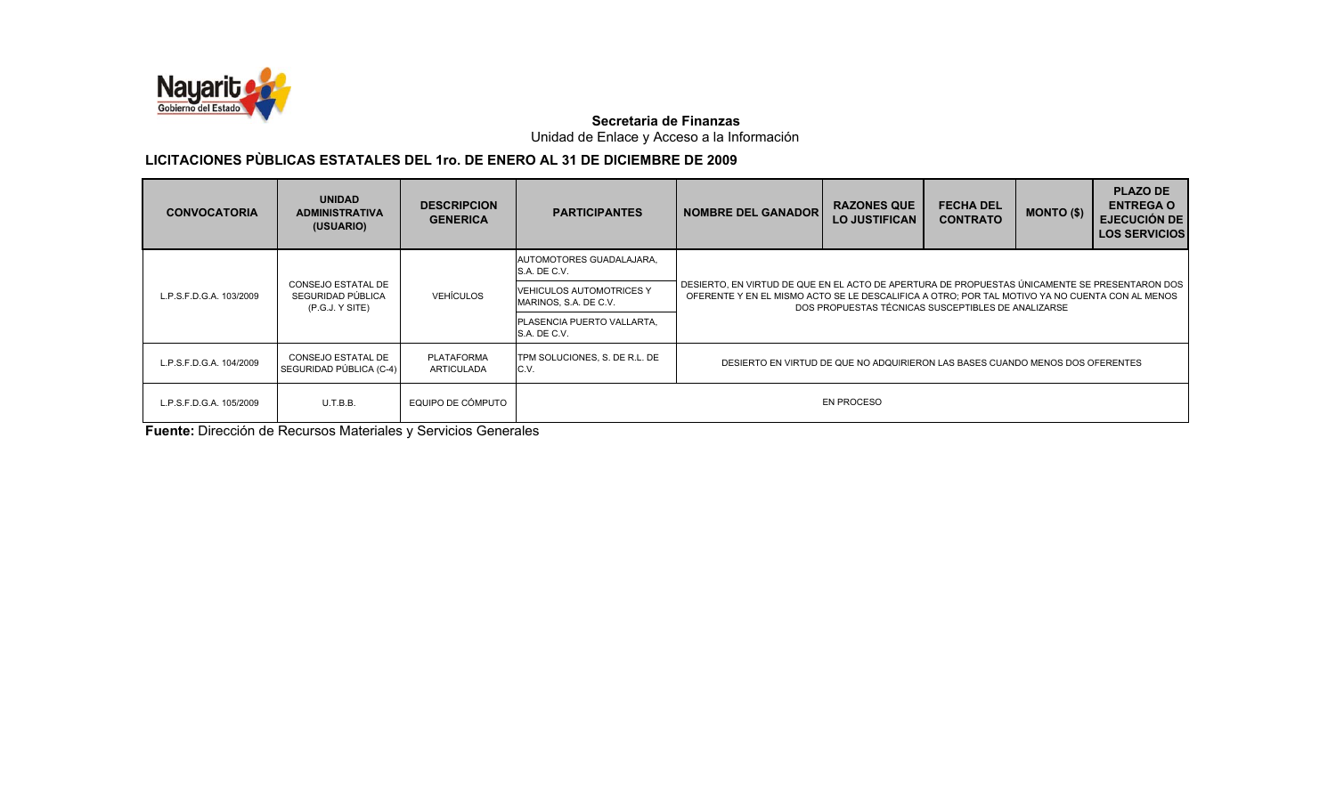**Secretaria de Finanzas**

Unidad de Enlace y Acceso a la Información

## LICITACIONES PÙBLICAS ESTATALES DEL 1ro. DE ENERO AL 31 DE DICIEMBRE DE 2009

| CONVOCATORIA | UNIDAD ADMINISTRATIVA (USUARIO) | DESCRIPCION GENERICA | PARTICIPANTES | NOMBRE DEL GANADOR | RAZONES QUE LO JUSTIFICAN | FECHA DEL CONTRATO | MONTO ($) | PLAZO DE ENTREGA O EJECUCIÓN DE LOS SERVICIOS |
|---|---|---|---|---|---|---|---|---|
| L.P.S.F.D.G.A. 103/2009 | CONSEJO ESTATAL DE SEGURIDAD PÚBLICA (P.G.J. Y SITE) | VEHÍCULOS | AUTOMOTORES GUADALAJARA, S.A. DE C.V. | DESIERTO, EN VIRTUD DE QUE EN EL ACTO DE APERTURA DE PROPUESTAS ÚNICAMENTE SE PRESENTARON DOS OFERENTE Y EN EL MISMO ACTO SE LE DESCALIFICA A OTRO; POR TAL MOTIVO YA NO CUENTA CON AL MENOS DOS PROPUESTAS TÉCNICAS SUSCEPTIBLES DE ANALIZARSE | | | | |
| | | | VEHICULOS AUTOMOTRICES Y MARINOS, S.A. DE C.V. | | | | | |
| | | | PLASENCIA PUERTO VALLARTA, S.A. DE C.V. | | | | | |
| L.P.S.F.D.G.A. 104/2009 | CONSEJO ESTATAL DE SEGURIDAD PÚBLICA (C-4) | PLATAFORMA ARTICULADA | TPM SOLUCIONES, S. DE R.L. DE C.V. | DESIERTO EN VIRTUD DE QUE NO ADQUIRIERON LAS BASES CUANDO MENOS DOS OFERENTES | | | | |
| L.P.S.F.D.G.A. 105/2009 | U.T.B.B. | EQUIPO DE CÓMPUTO | EN PROCESO | | | | | |

**Fuente:** Dirección de Recursos Materiales y Servicios Generales